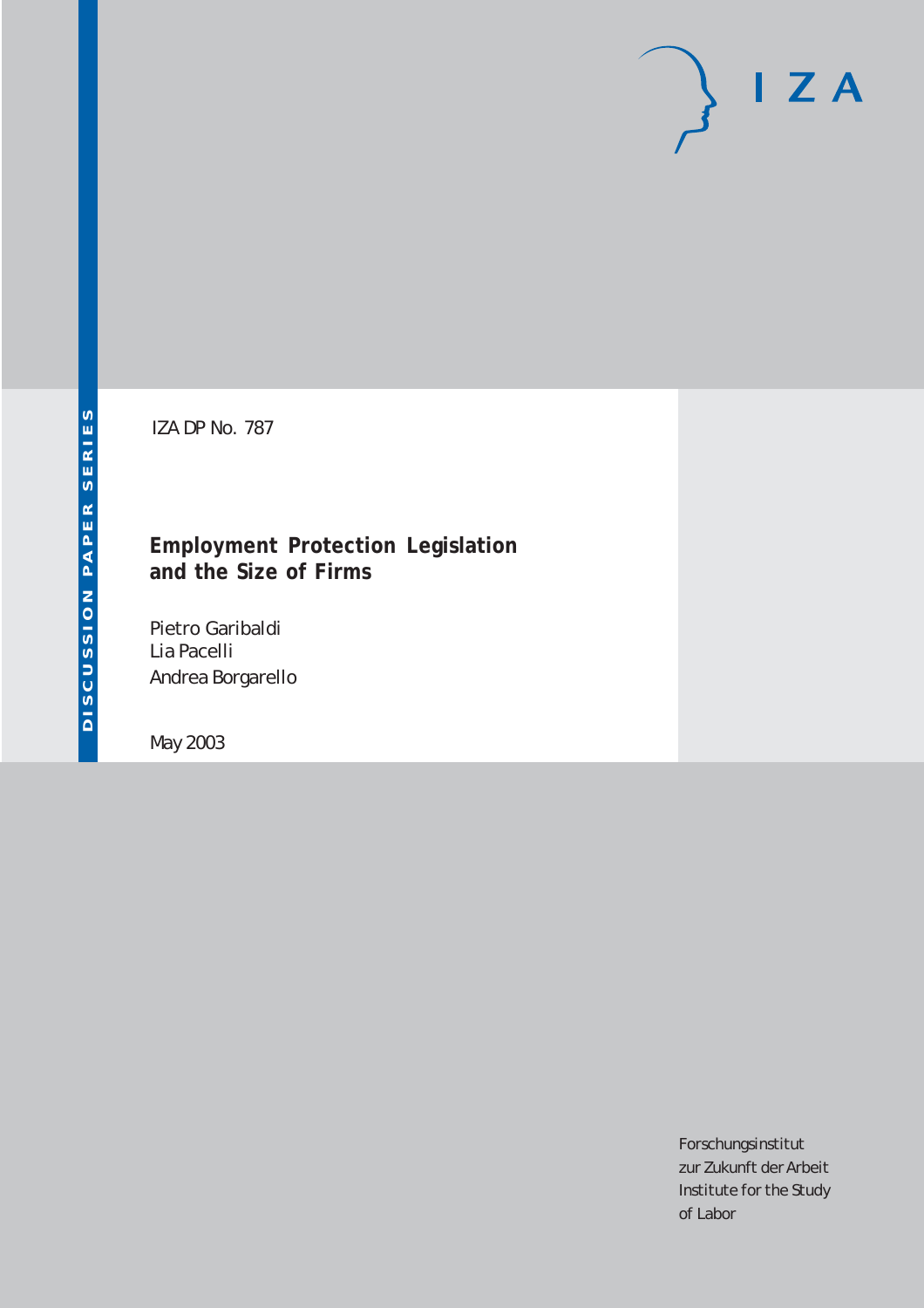DISCUSSION PAPER SERIES

IZA DP No. 787

# Employment Protection Legislation and the Size of Firms

Pietro Garibaldi
Lia Pacelli
Andrea Borgarello

May 2003

Forschungsinstitut zur Zukunft der Arbeit
Institute for the Study of Labor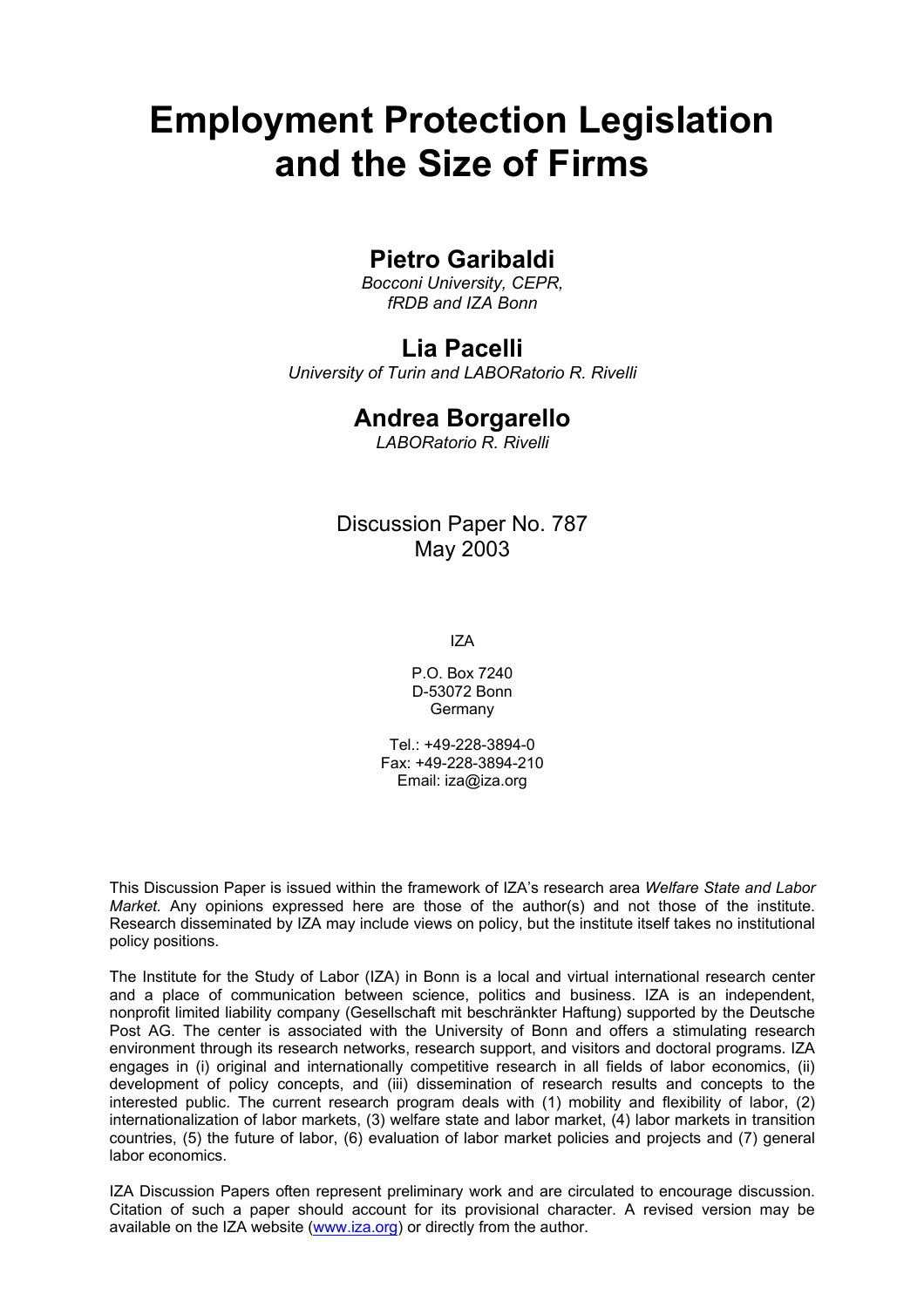# Employment Protection Legislation and the Size of Firms

## Pietro Garibaldi

*Bocconi University, CEPR, fRDB and IZA Bonn*

## Lia Pacelli

*University of Turin and LABORatorio R. Rivelli*

## Andrea Borgarello

*LABORatorio R. Rivelli*

Discussion Paper No. 787
May 2003

IZA

P.O. Box 7240
D-53072 Bonn
Germany

Tel.: +49-228-3894-0
Fax: +49-228-3894-210
Email: iza@iza.org

This Discussion Paper is issued within the framework of IZA's research area *Welfare State and Labor Market.* Any opinions expressed here are those of the author(s) and not those of the institute. Research disseminated by IZA may include views on policy, but the institute itself takes no institutional policy positions.

The Institute for the Study of Labor (IZA) in Bonn is a local and virtual international research center and a place of communication between science, politics and business. IZA is an independent, nonprofit limited liability company (Gesellschaft mit beschränkter Haftung) supported by the Deutsche Post AG. The center is associated with the University of Bonn and offers a stimulating research environment through its research networks, research support, and visitors and doctoral programs. IZA engages in (i) original and internationally competitive research in all fields of labor economics, (ii) development of policy concepts, and (iii) dissemination of research results and concepts to the interested public. The current research program deals with (1) mobility and flexibility of labor, (2) internationalization of labor markets, (3) welfare state and labor market, (4) labor markets in transition countries, (5) the future of labor, (6) evaluation of labor market policies and projects and (7) general labor economics.

IZA Discussion Papers often represent preliminary work and are circulated to encourage discussion. Citation of such a paper should account for its provisional character. A revised version may be available on the IZA website (www.iza.org) or directly from the author.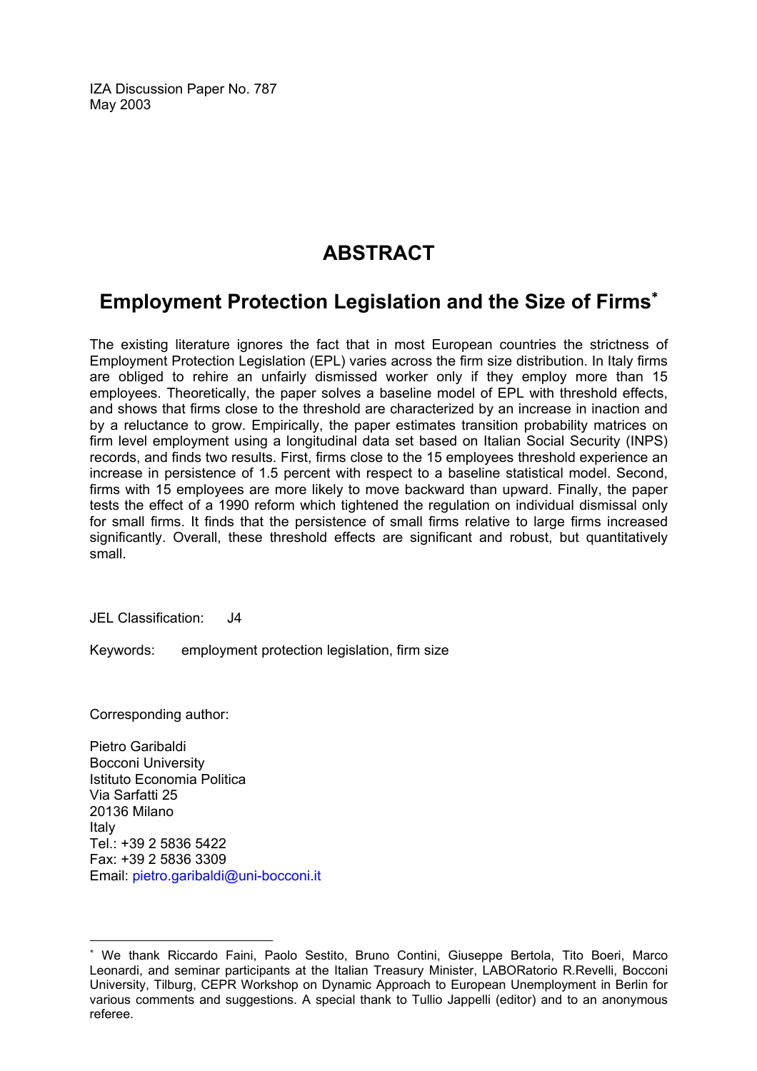IZA Discussion Paper No. 787
May 2003

# ABSTRACT

## Employment Protection Legislation and the Size of Firms[∗]

The existing literature ignores the fact that in most European countries the strictness of Employment Protection Legislation (EPL) varies across the firm size distribution. In Italy firms are obliged to rehire an unfairly dismissed worker only if they employ more than 15 employees. Theoretically, the paper solves a baseline model of EPL with threshold effects, and shows that firms close to the threshold are characterized by an increase in inaction and by a reluctance to grow. Empirically, the paper estimates transition probability matrices on firm level employment using a longitudinal data set based on Italian Social Security (INPS) records, and finds two results. First, firms close to the 15 employees threshold experience an increase in persistence of 1.5 percent with respect to a baseline statistical model. Second, firms with 15 employees are more likely to move backward than upward. Finally, the paper tests the effect of a 1990 reform which tightened the regulation on individual dismissal only for small firms. It finds that the persistence of small firms relative to large firms increased significantly. Overall, these threshold effects are significant and robust, but quantitatively small.

JEL Classification: J4

Keywords: employment protection legislation, firm size

Corresponding author:

Pietro Garibaldi
Bocconi University
Istituto Economia Politica
Via Sarfatti 25
20136 Milano
Italy
Tel.: +39 2 5836 5422
Fax: +39 2 5836 3309
Email: pietro.garibaldi@uni-bocconi.it

---

[∗] We thank Riccardo Faini, Paolo Sestito, Bruno Contini, Giuseppe Bertola, Tito Boeri, Marco Leonardi, and seminar participants at the Italian Treasury Minister, LABORatorio R.Revelli, Bocconi University, Tilburg, CEPR Workshop on Dynamic Approach to European Unemployment in Berlin for various comments and suggestions. A special thank to Tullio Jappelli (editor) and to an anonymous referee.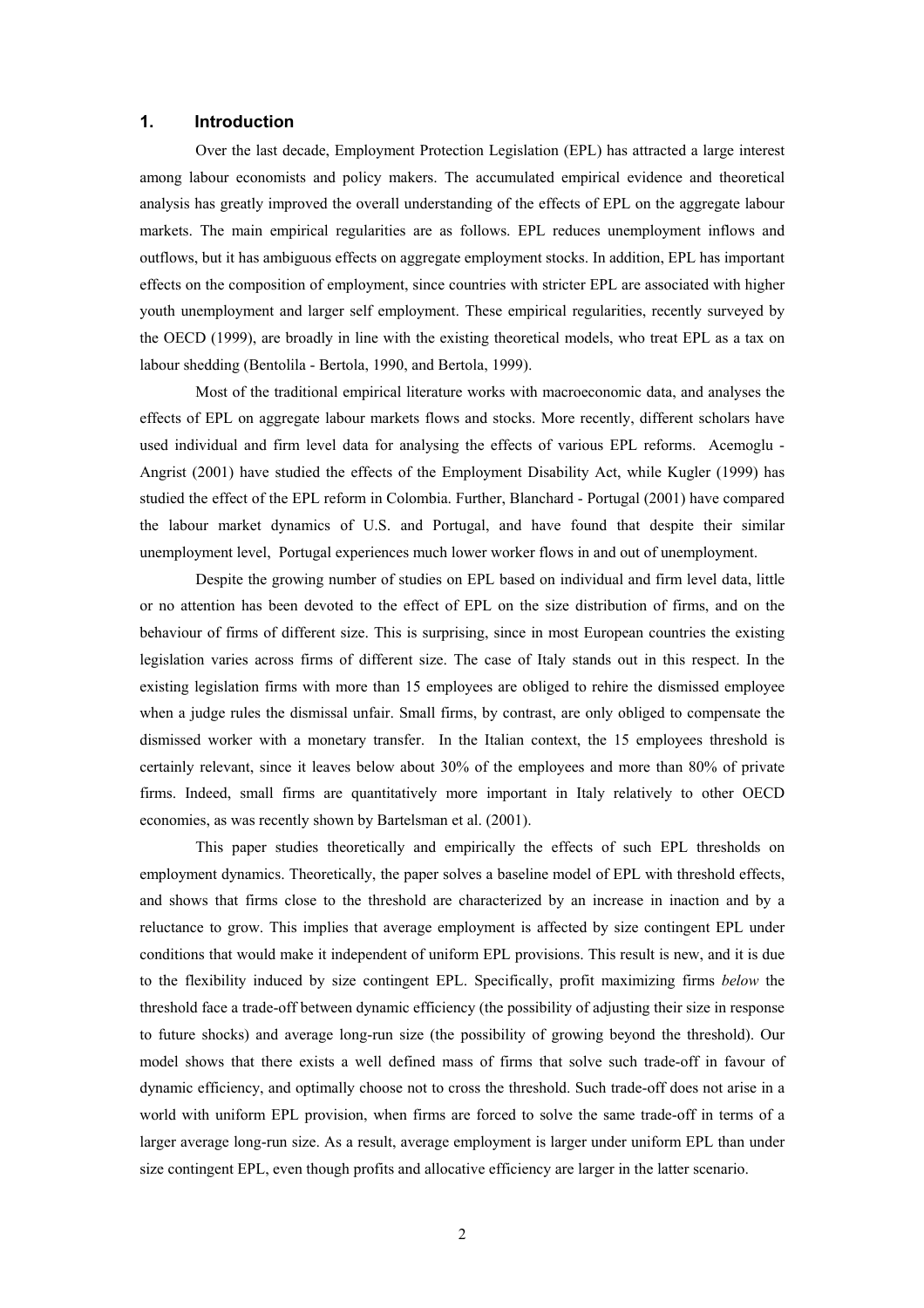## 1. Introduction

Over the last decade, Employment Protection Legislation (EPL) has attracted a large interest among labour economists and policy makers. The accumulated empirical evidence and theoretical analysis has greatly improved the overall understanding of the effects of EPL on the aggregate labour markets. The main empirical regularities are as follows. EPL reduces unemployment inflows and outflows, but it has ambiguous effects on aggregate employment stocks. In addition, EPL has important effects on the composition of employment, since countries with stricter EPL are associated with higher youth unemployment and larger self employment. These empirical regularities, recently surveyed by the OECD (1999), are broadly in line with the existing theoretical models, who treat EPL as a tax on labour shedding (Bentolila - Bertola, 1990, and Bertola, 1999).

Most of the traditional empirical literature works with macroeconomic data, and analyses the effects of EPL on aggregate labour markets flows and stocks. More recently, different scholars have used individual and firm level data for analysing the effects of various EPL reforms. Acemoglu - Angrist (2001) have studied the effects of the Employment Disability Act, while Kugler (1999) has studied the effect of the EPL reform in Colombia. Further, Blanchard - Portugal (2001) have compared the labour market dynamics of U.S. and Portugal, and have found that despite their similar unemployment level, Portugal experiences much lower worker flows in and out of unemployment.

Despite the growing number of studies on EPL based on individual and firm level data, little or no attention has been devoted to the effect of EPL on the size distribution of firms, and on the behaviour of firms of different size. This is surprising, since in most European countries the existing legislation varies across firms of different size. The case of Italy stands out in this respect. In the existing legislation firms with more than 15 employees are obliged to rehire the dismissed employee when a judge rules the dismissal unfair. Small firms, by contrast, are only obliged to compensate the dismissed worker with a monetary transfer. In the Italian context, the 15 employees threshold is certainly relevant, since it leaves below about 30% of the employees and more than 80% of private firms. Indeed, small firms are quantitatively more important in Italy relatively to other OECD economies, as was recently shown by Bartelsman et al. (2001).

This paper studies theoretically and empirically the effects of such EPL thresholds on employment dynamics. Theoretically, the paper solves a baseline model of EPL with threshold effects, and shows that firms close to the threshold are characterized by an increase in inaction and by a reluctance to grow. This implies that average employment is affected by size contingent EPL under conditions that would make it independent of uniform EPL provisions. This result is new, and it is due to the flexibility induced by size contingent EPL. Specifically, profit maximizing firms *below* the threshold face a trade-off between dynamic efficiency (the possibility of adjusting their size in response to future shocks) and average long-run size (the possibility of growing beyond the threshold). Our model shows that there exists a well defined mass of firms that solve such trade-off in favour of dynamic efficiency, and optimally choose not to cross the threshold. Such trade-off does not arise in a world with uniform EPL provision, when firms are forced to solve the same trade-off in terms of a larger average long-run size. As a result, average employment is larger under uniform EPL than under size contingent EPL, even though profits and allocative efficiency are larger in the latter scenario.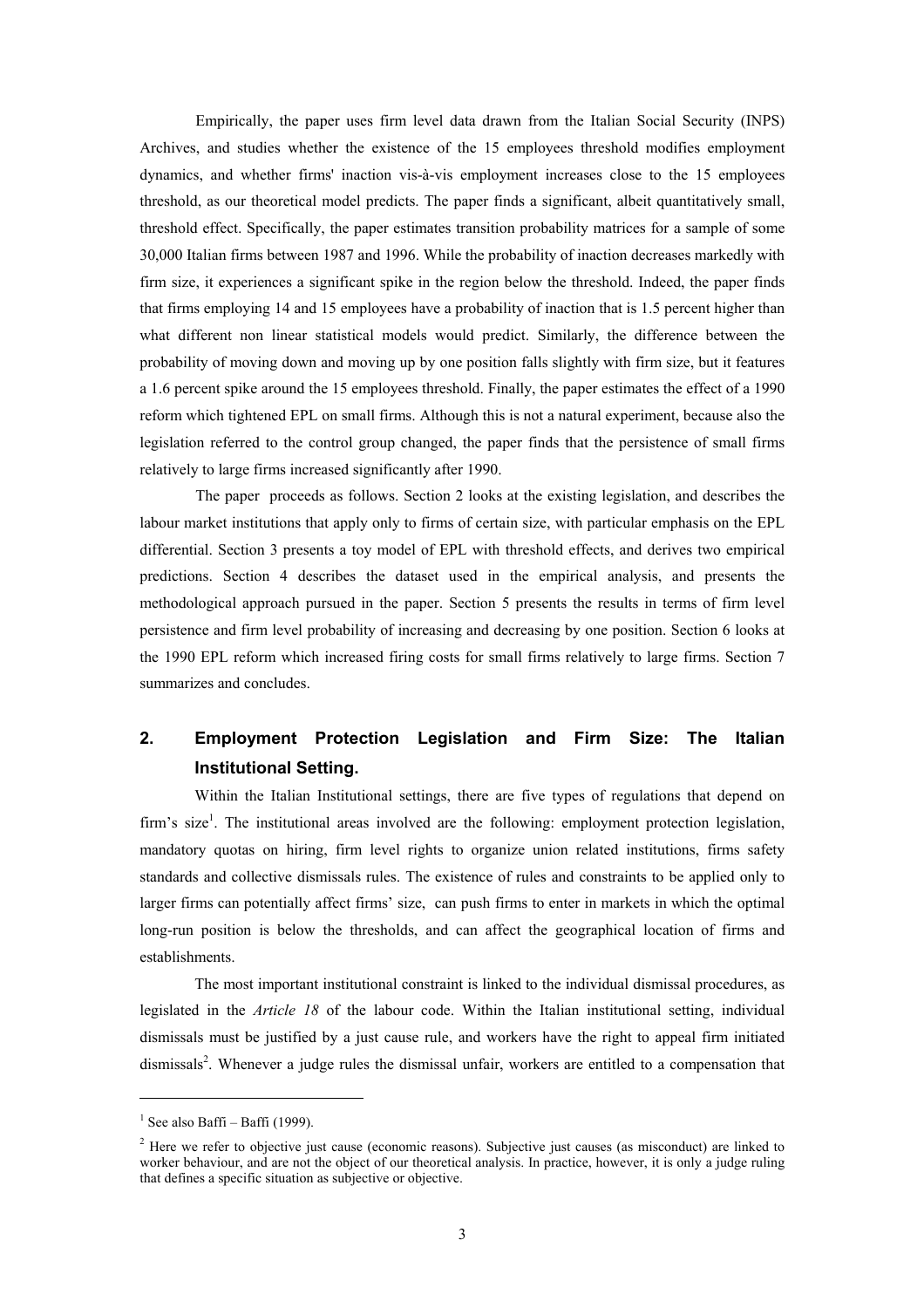Empirically, the paper uses firm level data drawn from the Italian Social Security (INPS) Archives, and studies whether the existence of the 15 employees threshold modifies employment dynamics, and whether firms' inaction vis-à-vis employment increases close to the 15 employees threshold, as our theoretical model predicts. The paper finds a significant, albeit quantitatively small, threshold effect. Specifically, the paper estimates transition probability matrices for a sample of some 30,000 Italian firms between 1987 and 1996. While the probability of inaction decreases markedly with firm size, it experiences a significant spike in the region below the threshold. Indeed, the paper finds that firms employing 14 and 15 employees have a probability of inaction that is 1.5 percent higher than what different non linear statistical models would predict. Similarly, the difference between the probability of moving down and moving up by one position falls slightly with firm size, but it features a 1.6 percent spike around the 15 employees threshold. Finally, the paper estimates the effect of a 1990 reform which tightened EPL on small firms. Although this is not a natural experiment, because also the legislation referred to the control group changed, the paper finds that the persistence of small firms relatively to large firms increased significantly after 1990.

The paper proceeds as follows. Section 2 looks at the existing legislation, and describes the labour market institutions that apply only to firms of certain size, with particular emphasis on the EPL differential. Section 3 presents a toy model of EPL with threshold effects, and derives two empirical predictions. Section 4 describes the dataset used in the empirical analysis, and presents the methodological approach pursued in the paper. Section 5 presents the results in terms of firm level persistence and firm level probability of increasing and decreasing by one position. Section 6 looks at the 1990 EPL reform which increased firing costs for small firms relatively to large firms. Section 7 summarizes and concludes.

## 2. Employment Protection Legislation and Firm Size: The Italian Institutional Setting.

Within the Italian Institutional settings, there are five types of regulations that depend on firm's size[1]. The institutional areas involved are the following: employment protection legislation, mandatory quotas on hiring, firm level rights to organize union related institutions, firms safety standards and collective dismissals rules. The existence of rules and constraints to be applied only to larger firms can potentially affect firms' size, can push firms to enter in markets in which the optimal long-run position is below the thresholds, and can affect the geographical location of firms and establishments.

The most important institutional constraint is linked to the individual dismissal procedures, as legislated in the *Article 18* of the labour code. Within the Italian institutional setting, individual dismissals must be justified by a just cause rule, and workers have the right to appeal firm initiated dismissals[2]. Whenever a judge rules the dismissal unfair, workers are entitled to a compensation that

---

[1] See also Baffi – Baffi (1999).

[2] Here we refer to objective just cause (economic reasons). Subjective just causes (as misconduct) are linked to worker behaviour, and are not the object of our theoretical analysis. In practice, however, it is only a judge ruling that defines a specific situation as subjective or objective.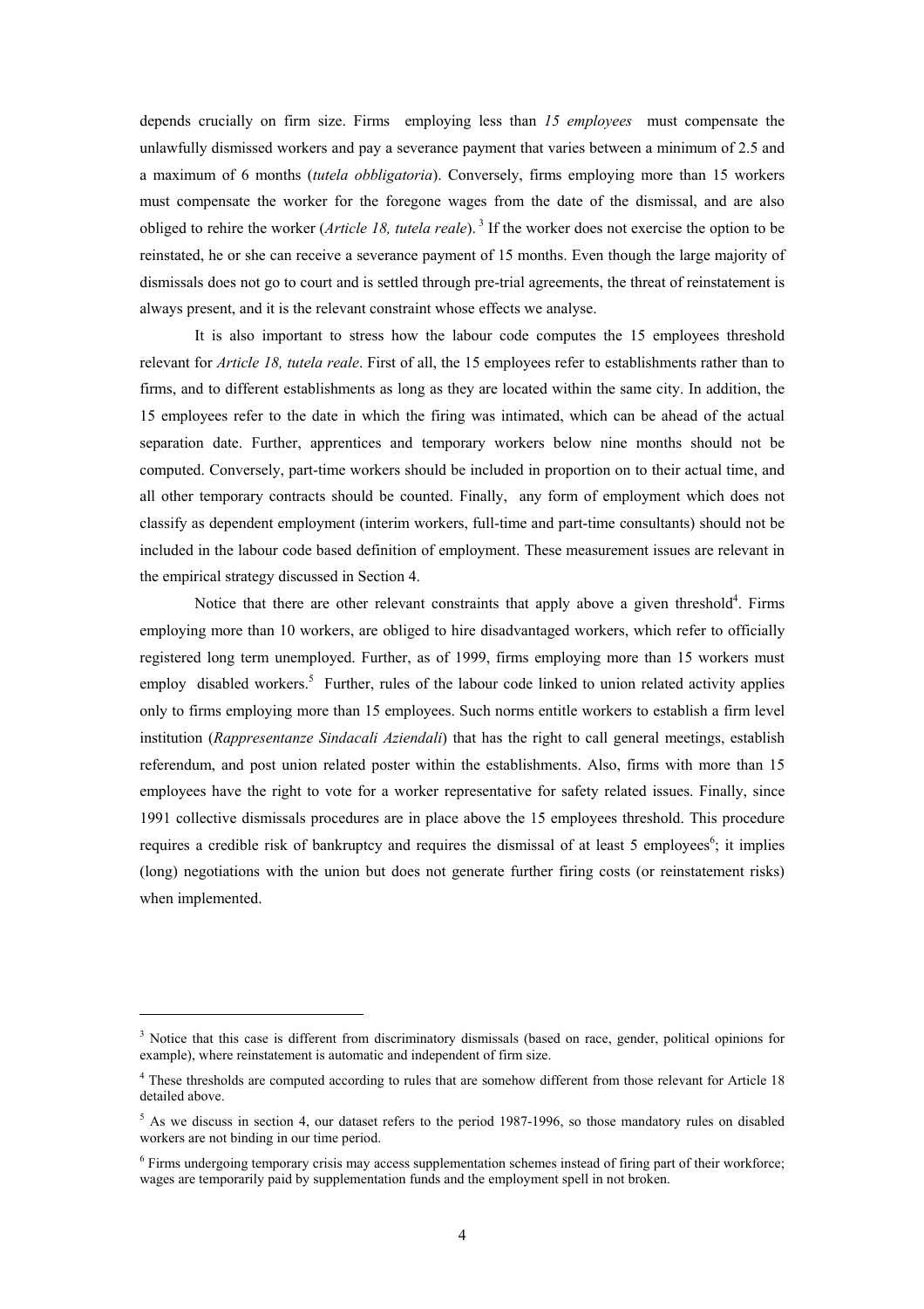depends crucially on firm size. Firms employing less than *15 employees* must compensate the unlawfully dismissed workers and pay a severance payment that varies between a minimum of 2.5 and a maximum of 6 months (*tutela obbligatoria*). Conversely, firms employing more than 15 workers must compensate the worker for the foregone wages from the date of the dismissal, and are also obliged to rehire the worker (*Article 18, tutela reale*).[3] If the worker does not exercise the option to be reinstated, he or she can receive a severance payment of 15 months. Even though the large majority of dismissals does not go to court and is settled through pre-trial agreements, the threat of reinstatement is always present, and it is the relevant constraint whose effects we analyse.

It is also important to stress how the labour code computes the 15 employees threshold relevant for *Article 18, tutela reale*. First of all, the 15 employees refer to establishments rather than to firms, and to different establishments as long as they are located within the same city. In addition, the 15 employees refer to the date in which the firing was intimated, which can be ahead of the actual separation date. Further, apprentices and temporary workers below nine months should not be computed. Conversely, part-time workers should be included in proportion on to their actual time, and all other temporary contracts should be counted. Finally, any form of employment which does not classify as dependent employment (interim workers, full-time and part-time consultants) should not be included in the labour code based definition of employment. These measurement issues are relevant in the empirical strategy discussed in Section 4.

Notice that there are other relevant constraints that apply above a given threshold[4]. Firms employing more than 10 workers, are obliged to hire disadvantaged workers, which refer to officially registered long term unemployed. Further, as of 1999, firms employing more than 15 workers must employ disabled workers.[5] Further, rules of the labour code linked to union related activity applies only to firms employing more than 15 employees. Such norms entitle workers to establish a firm level institution (*Rappresentanze Sindacali Aziendali*) that has the right to call general meetings, establish referendum, and post union related poster within the establishments. Also, firms with more than 15 employees have the right to vote for a worker representative for safety related issues. Finally, since 1991 collective dismissals procedures are in place above the 15 employees threshold. This procedure requires a credible risk of bankruptcy and requires the dismissal of at least 5 employees[6]; it implies (long) negotiations with the union but does not generate further firing costs (or reinstatement risks) when implemented.

---

[3] Notice that this case is different from discriminatory dismissals (based on race, gender, political opinions for example), where reinstatement is automatic and independent of firm size.

[4] These thresholds are computed according to rules that are somehow different from those relevant for Article 18 detailed above.

[5] As we discuss in section 4, our dataset refers to the period 1987-1996, so those mandatory rules on disabled workers are not binding in our time period.

[6] Firms undergoing temporary crisis may access supplementation schemes instead of firing part of their workforce; wages are temporarily paid by supplementation funds and the employment spell in not broken.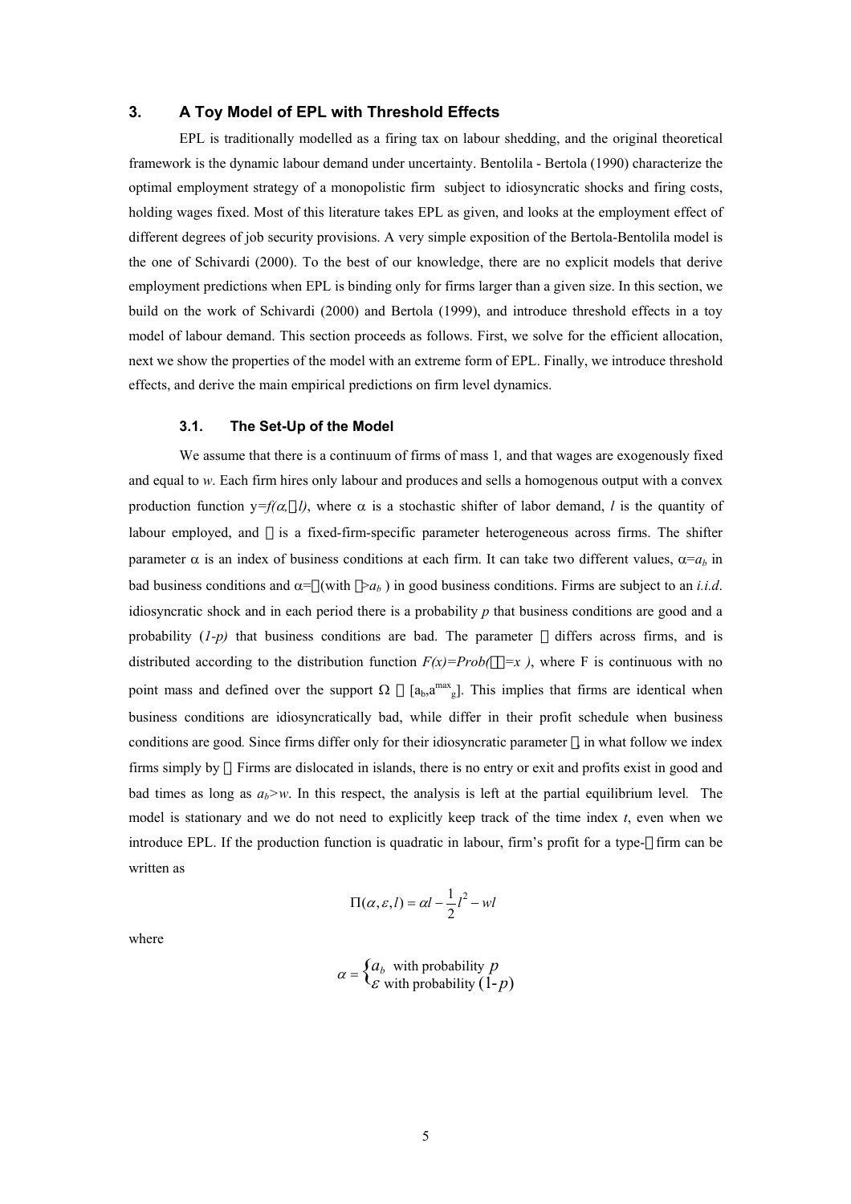## 3. A Toy Model of EPL with Threshold Effects

EPL is traditionally modelled as a firing tax on labour shedding, and the original theoretical framework is the dynamic labour demand under uncertainty. Bentolila - Bertola (1990) characterize the optimal employment strategy of a monopolistic firm subject to idiosyncratic shocks and firing costs, holding wages fixed. Most of this literature takes EPL as given, and looks at the employment effect of different degrees of job security provisions. A very simple exposition of the Bertola-Bentolila model is the one of Schivardi (2000). To the best of our knowledge, there are no explicit models that derive employment predictions when EPL is binding only for firms larger than a given size. In this section, we build on the work of Schivardi (2000) and Bertola (1999), and introduce threshold effects in a toy model of labour demand. This section proceeds as follows. First, we solve for the efficient allocation, next we show the properties of the model with an extreme form of EPL. Finally, we introduce threshold effects, and derive the main empirical predictions on firm level dynamics.

### 3.1. The Set-Up of the Model

We assume that there is a continuum of firms of mass 1, and that wages are exogenously fixed and equal to $w$. Each firm hires only labour and produces and sells a homogenous output with a convex production function $y=f(\alpha,\varepsilon,l)$, where $\alpha$ is a stochastic shifter of labor demand, $l$ is the quantity of labour employed, and $\varepsilon$ is a fixed-firm-specific parameter heterogeneous across firms. The shifter parameter $\alpha$ is an index of business conditions at each firm. It can take two different values, $\alpha=a_b$ in bad business conditions and $\alpha=\varepsilon$ (with $\varepsilon>a_b$ ) in good business conditions. Firms are subject to an *i.i.d*. idiosyncratic shock and in each period there is a probability $p$ that business conditions are good and a probability $(1-p)$ that business conditions are bad. The parameter $\varepsilon$ differs across firms, and is distributed according to the distribution function $F(x)=Prob(\varepsilon=x)$, where F is continuous with no point mass and defined over the support $\Omega \equiv [a_b,a^{max}_g]$. This implies that firms are identical when business conditions are idiosyncratically bad, while differ in their profit schedule when business conditions are good. Since firms differ only for their idiosyncratic parameter $\varepsilon$, in what follow we index firms simply by $\varepsilon$. Firms are dislocated in islands, there is no entry or exit and profits exist in good and bad times as long as $a_b>w$. In this respect, the analysis is left at the partial equilibrium level. The model is stationary and we do not need to explicitly keep track of the time index $t$, even when we introduce EPL. If the production function is quadratic in labour, firm's profit for a type-$\varepsilon$ firm can be written as

$$\Pi(\alpha,\varepsilon,l)=\alpha l-\frac{1}{2}l^2-wl$$

where

$$\alpha=\begin{cases} a_b & \text{with probability } p \\ \varepsilon & \text{with probability } (1-p) \end{cases}$$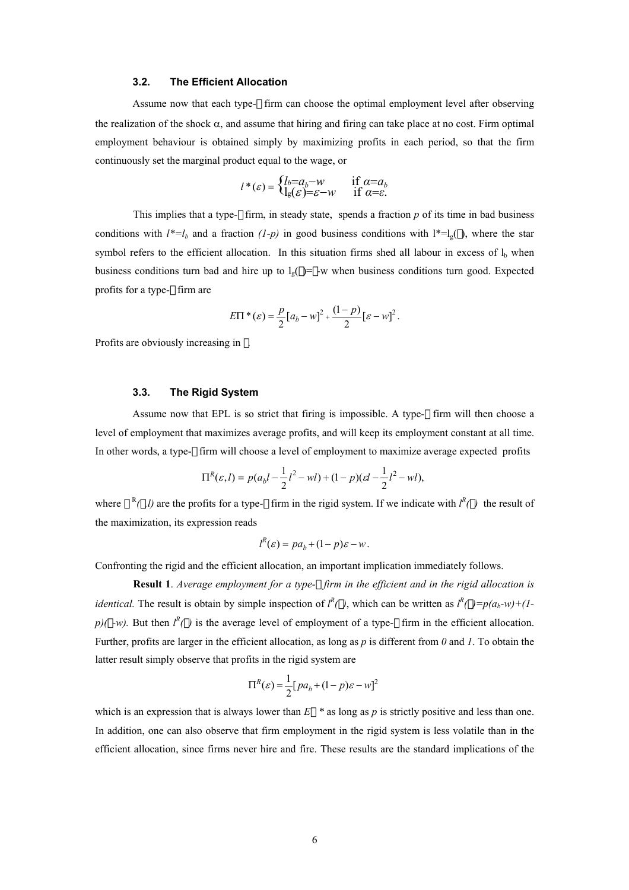### 3.2. The Efficient Allocation

Assume now that each type-$\varepsilon$ firm can choose the optimal employment level after observing the realization of the shock $\alpha$, and assume that hiring and firing can take place at no cost. Firm optimal employment behaviour is obtained simply by maximizing profits in each period, so that the firm continuously set the marginal product equal to the wage, or

$$l^*(\varepsilon) = \begin{cases} l_b = a_b - w & \text{if } \alpha = a_b \\ l_g(\varepsilon) = \varepsilon - w & \text{if } \alpha = \varepsilon. \end{cases}$$

This implies that a type-$\varepsilon$ firm, in steady state, spends a fraction $p$ of its time in bad business conditions with $l^* = l_b$ and a fraction $(1-p)$ in good business conditions with $l^* = l_g(\varepsilon)$, where the star symbol refers to the efficient allocation. In this situation firms shed all labour in excess of $l_b$ when business conditions turn bad and hire up to $l_g(\varepsilon) = \varepsilon - w$ when business conditions turn good. Expected profits for a type-$\varepsilon$ firm are

$$E\Pi^*(\varepsilon) = \frac{p}{2}[a_b - w]^2 + \frac{(1-p)}{2}[\varepsilon - w]^2.$$

Profits are obviously increasing in $\varepsilon$.

### 3.3. The Rigid System

Assume now that EPL is so strict that firing is impossible. A type-$\varepsilon$ firm will then choose a level of employment that maximizes average profits, and will keep its employment constant at all time. In other words, a type-$\varepsilon$ firm will choose a level of employment to maximize average expected profits

$$\Pi^R(\varepsilon, l) = p(a_b l - \frac{1}{2}l^2 - wl) + (1-p)(\varepsilon l - \frac{1}{2}l^2 - wl),$$

where $\Pi^R(\varepsilon, l)$ are the profits for a type-$\varepsilon$ firm in the rigid system. If we indicate with $l^R(\varepsilon)$ the result of the maximization, its expression reads

$$l^R(\varepsilon) = pa_b + (1-p)\varepsilon - w.$$

Confronting the rigid and the efficient allocation, an important implication immediately follows.

**Result 1**. *Average employment for a type-$\varepsilon$ firm in the efficient and in the rigid allocation is identical.* The result is obtain by simple inspection of $l^R(\varepsilon)$, which can be written as $l^R(\varepsilon) = p(a_b - w) + (1-p)(\varepsilon - w)$. But then $l^R(\varepsilon)$ is the average level of employment of a type-$\varepsilon$ firm in the efficient allocation. Further, profits are larger in the efficient allocation, as long as $p$ is different from $0$ and $1$. To obtain the latter result simply observe that profits in the rigid system are

$$\Pi^R(\varepsilon) = \frac{1}{2}[pa_b + (1-p)\varepsilon - w]^2$$

which is an expression that is always lower than $E\Pi^*$ as long as $p$ is strictly positive and less than one. In addition, one can also observe that firm employment in the rigid system is less volatile than in the efficient allocation, since firms never hire and fire. These results are the standard implications of the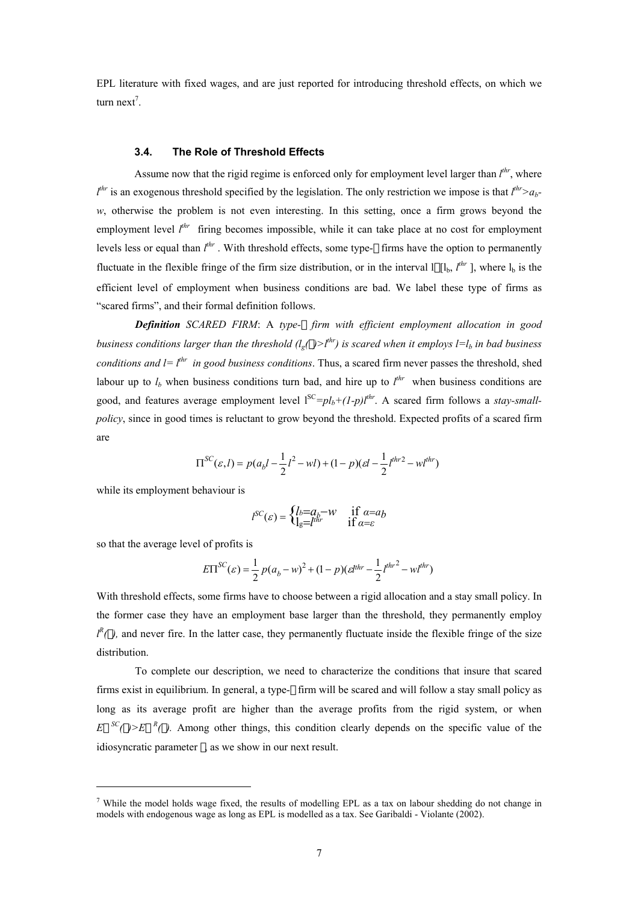EPL literature with fixed wages, and are just reported for introducing threshold effects, on which we turn next[7].

### 3.4. The Role of Threshold Effects

Assume now that the rigid regime is enforced only for employment level larger than $l^{thr}$, where $l^{thr}$ is an exogenous threshold specified by the legislation. The only restriction we impose is that $l^{thr}>a_b-w$, otherwise the problem is not even interesting. In this setting, once a firm grows beyond the employment level $l^{thr}$ firing becomes impossible, while it can take place at no cost for employment levels less or equal than $l^{thr}$. With threshold effects, some type-$\varepsilon$ firms have the option to permanently fluctuate in the flexible fringe of the firm size distribution, or in the interval $l\in[l_b, l^{thr}]$, where $l_b$ is the efficient level of employment when business conditions are bad. We label these type of firms as "scared firms", and their formal definition follows.

***Definition*** *SCARED FIRM*: A *type-$\varepsilon$ firm with efficient employment allocation in good business conditions larger than the threshold ($l_g(\varepsilon)>l^{thr}$) is scared when it employs $l=l_b$ in bad business conditions and $l= l^{thr}$ in good business conditions*. Thus, a scared firm never passes the threshold, shed labour up to $l_b$ when business conditions turn bad, and hire up to $l^{thr}$ when business conditions are good, and features average employment level $l^{SC}=pl_b+(1-p)l^{thr}$. A scared firm follows a *stay-small-policy*, since in good times is reluctant to grow beyond the threshold. Expected profits of a scared firm are

$$\Pi^{SC}(\varepsilon,l)=p(a_b l-\frac{1}{2}l^2-wl)+(1-p)(\varepsilon l-\frac{1}{2}l^{thr2}-wl^{thr})$$

while its employment behaviour is

$$l^{SC}(\varepsilon)=\begin{cases} l_b=a_b-w & \text{if } \alpha=a_b \\ l_g=l^{thr} & \text{if } \alpha=\varepsilon \end{cases}$$

so that the average level of profits is

$$E\Pi^{SC}(\varepsilon)=\frac{1}{2}p(a_b-w)^2+(1-p)(\varepsilon l^{thr}-\frac{1}{2}l^{thr2}-wl^{thr})$$

With threshold effects, some firms have to choose between a rigid allocation and a stay small policy. In the former case they have an employment base larger than the threshold, they permanently employ $l^R(\varepsilon)$, and never fire. In the latter case, they permanently fluctuate inside the flexible fringe of the size distribution.

To complete our description, we need to characterize the conditions that insure that scared firms exist in equilibrium. In general, a type-$\varepsilon$ firm will be scared and will follow a stay small policy as long as its average profit are higher than the average profits from the rigid system, or when $E\Pi^{SC}(\varepsilon)>E\Pi^{R}(\varepsilon)$. Among other things, this condition clearly depends on the specific value of the idiosyncratic parameter $\varepsilon$, as we show in our next result.

---

[7] While the model holds wage fixed, the results of modelling EPL as a tax on labour shedding do not change in models with endogenous wage as long as EPL is modelled as a tax. See Garibaldi - Violante (2002).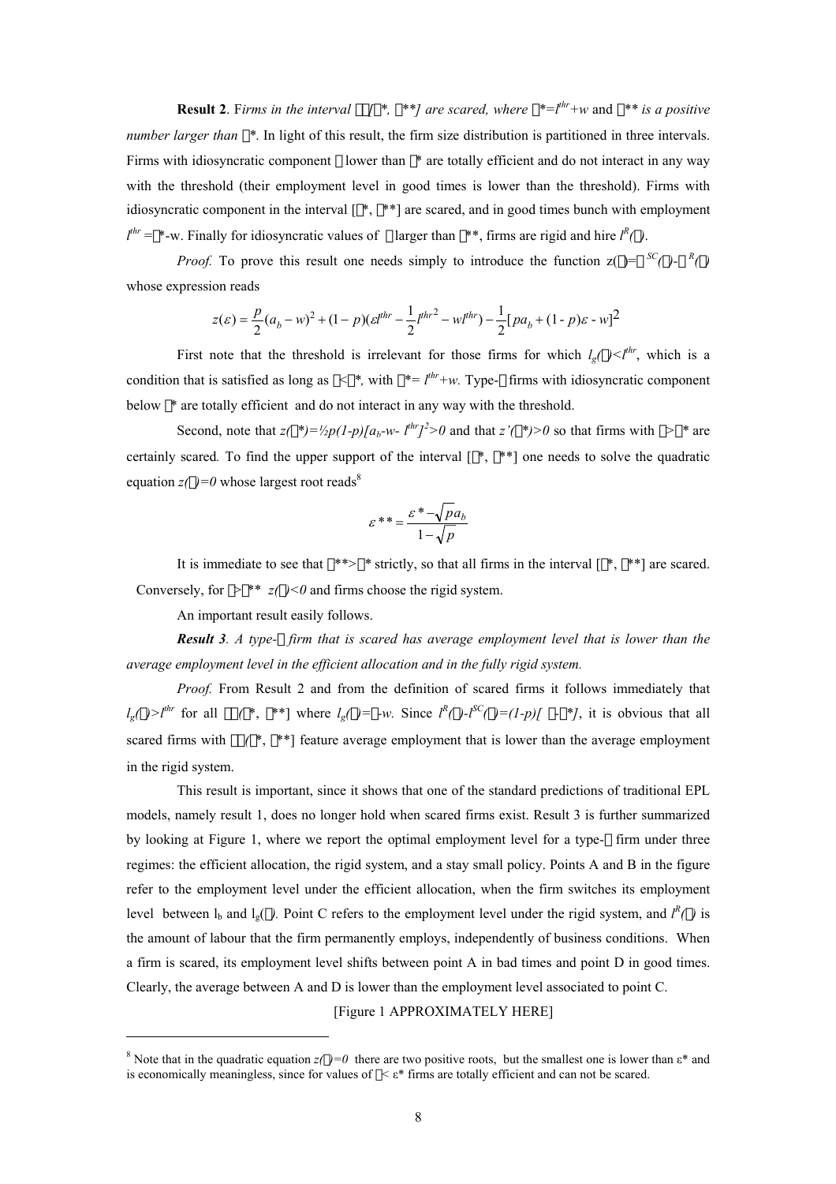**Result 2**. F*irms in the interval* $\varepsilon\in(\varepsilon^*, \varepsilon^{**}]$ *are scared, where* $\varepsilon^*=l^{thr}+w$ and $\varepsilon^{**}$ *is a positive number larger than* $\varepsilon^*$. In light of this result, the firm size distribution is partitioned in three intervals. Firms with idiosyncratic component $\varepsilon$ lower than $\varepsilon^*$ are totally efficient and do not interact in any way with the threshold (their employment level in good times is lower than the threshold). Firms with idiosyncratic component in the interval $[\varepsilon^*, \varepsilon^{**}]$ are scared, and in good times bunch with employment $l^{thr}=\varepsilon^*-w$. Finally for idiosyncratic values of $\varepsilon$ larger than $\varepsilon^{**}$, firms are rigid and hire $l^R(\varepsilon)$.

*Proof.* To prove this result one needs simply to introduce the function $z(\varepsilon)=\pi^{SC}(\varepsilon)-\pi^{R}(\varepsilon)$ whose expression reads

$$z(\varepsilon)=\frac{p}{2}(a_b-w)^2+(1-p)(\varepsilon l^{thr}-\frac{1}{2}l^{thr\,2}-wl^{thr})-\frac{1}{2}[pa_b+(1-p)\varepsilon-w]^2$$

First note that the threshold is irrelevant for those firms for which $l_g(\varepsilon)<l^{thr}$, which is a condition that is satisfied as long as $\varepsilon<\varepsilon^*$, with $\varepsilon^*=l^{thr}+w$. Type-$\varepsilon$ firms with idiosyncratic component below $\varepsilon^*$ are totally efficient and do not interact in any way with the threshold.

Second, note that $z(\varepsilon^*)=\frac{1}{2}p(1-p)[a_b-w-l^{thr}]^2>0$ and that $z'(\varepsilon^*)>0$ so that firms with $\varepsilon>\varepsilon^*$ are certainly scared. To find the upper support of the interval $[\varepsilon^*, \varepsilon^{**}]$ one needs to solve the quadratic equation $z(\varepsilon)=0$ whose largest root reads[8]

$$\varepsilon^{**}=\frac{\varepsilon^*-\sqrt{p}a_b}{1-\sqrt{p}}$$

It is immediate to see that $\varepsilon^{**}>\varepsilon^*$ strictly, so that all firms in the interval $[\varepsilon^*, \varepsilon^{**}]$ are scared. Conversely, for $\varepsilon>\varepsilon^{**}$ $z(\varepsilon)<0$ and firms choose the rigid system.

An important result easily follows.

***Result 3***. *A type-$\varepsilon$ firm that is scared has average employment level that is lower than the average employment level in the efficient allocation and in the fully rigid system.*

*Proof.* From Result 2 and from the definition of scared firms it follows immediately that $l_g(\varepsilon)>l^{thr}$ for all $\varepsilon\in(\varepsilon^*, \varepsilon^{**}]$ where $l_g(\varepsilon)=\varepsilon-w$. Since $l^R(\varepsilon)-l^{SC}(\varepsilon)=(1-p)[\varepsilon-\varepsilon^*]$, it is obvious that all scared firms with $\varepsilon\in(\varepsilon^*, \varepsilon^{**}]$ feature average employment that is lower than the average employment in the rigid system.

This result is important, since it shows that one of the standard predictions of traditional EPL models, namely result 1, does no longer hold when scared firms exist. Result 3 is further summarized by looking at Figure 1, where we report the optimal employment level for a type-$\varepsilon$ firm under three regimes: the efficient allocation, the rigid system, and a stay small policy. Points A and B in the figure refer to the employment level under the efficient allocation, when the firm switches its employment level between $l_b$ and $l_g(\varepsilon)$. Point C refers to the employment level under the rigid system, and $l^R(\varepsilon)$ is the amount of labour that the firm permanently employs, independently of business conditions. When a firm is scared, its employment level shifts between point A in bad times and point D in good times. Clearly, the average between A and D is lower than the employment level associated to point C.

[Figure 1 APPROXIMATELY HERE]

[8] Note that in the quadratic equation $z(\varepsilon)=0$ there are two positive roots, but the smallest one is lower than $\varepsilon^*$ and is economically meaningless, since for values of $\varepsilon<\varepsilon^*$ firms are totally efficient and can not be scared.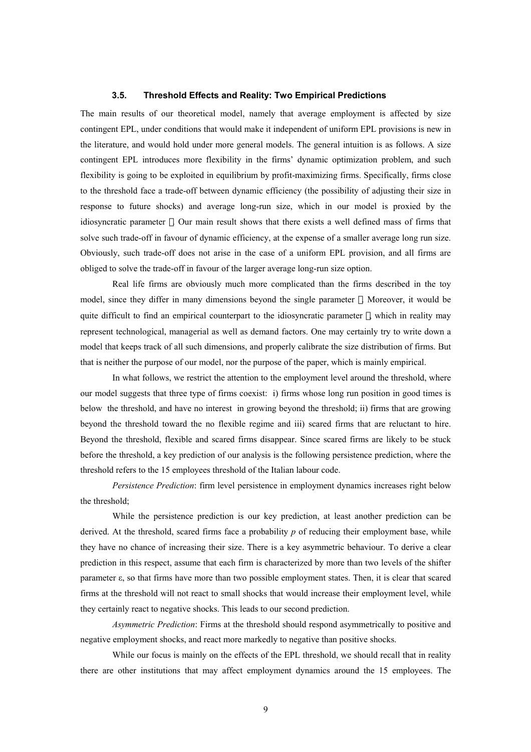### 3.5. Threshold Effects and Reality: Two Empirical Predictions

The main results of our theoretical model, namely that average employment is affected by size contingent EPL, under conditions that would make it independent of uniform EPL provisions is new in the literature, and would hold under more general models. The general intuition is as follows. A size contingent EPL introduces more flexibility in the firms' dynamic optimization problem, and such flexibility is going to be exploited in equilibrium by profit-maximizing firms. Specifically, firms close to the threshold face a trade-off between dynamic efficiency (the possibility of adjusting their size in response to future shocks) and average long-run size, which in our model is proxied by the idiosyncratic parameter . Our main result shows that there exists a well defined mass of firms that solve such trade-off in favour of dynamic efficiency, at the expense of a smaller average long run size. Obviously, such trade-off does not arise in the case of a uniform EPL provision, and all firms are obliged to solve the trade-off in favour of the larger average long-run size option.

Real life firms are obviously much more complicated than the firms described in the toy model, since they differ in many dimensions beyond the single parameter . Moreover, it would be quite difficult to find an empirical counterpart to the idiosyncratic parameter , which in reality may represent technological, managerial as well as demand factors. One may certainly try to write down a model that keeps track of all such dimensions, and properly calibrate the size distribution of firms. But that is neither the purpose of our model, nor the purpose of the paper, which is mainly empirical.

In what follows, we restrict the attention to the employment level around the threshold, where our model suggests that three type of firms coexist: i) firms whose long run position in good times is below the threshold, and have no interest in growing beyond the threshold; ii) firms that are growing beyond the threshold toward the no flexible regime and iii) scared firms that are reluctant to hire. Beyond the threshold, flexible and scared firms disappear. Since scared firms are likely to be stuck before the threshold, a key prediction of our analysis is the following persistence prediction, where the threshold refers to the 15 employees threshold of the Italian labour code.

*Persistence Prediction*: firm level persistence in employment dynamics increases right below the threshold;

While the persistence prediction is our key prediction, at least another prediction can be derived. At the threshold, scared firms face a probability $p$ of reducing their employment base, while they have no chance of increasing their size. There is a key asymmetric behaviour. To derive a clear prediction in this respect, assume that each firm is characterized by more than two levels of the shifter parameter $\varepsilon$, so that firms have more than two possible employment states. Then, it is clear that scared firms at the threshold will not react to small shocks that would increase their employment level, while they certainly react to negative shocks. This leads to our second prediction.

*Asymmetric Prediction*: Firms at the threshold should respond asymmetrically to positive and negative employment shocks, and react more markedly to negative than positive shocks.

While our focus is mainly on the effects of the EPL threshold, we should recall that in reality there are other institutions that may affect employment dynamics around the 15 employees. The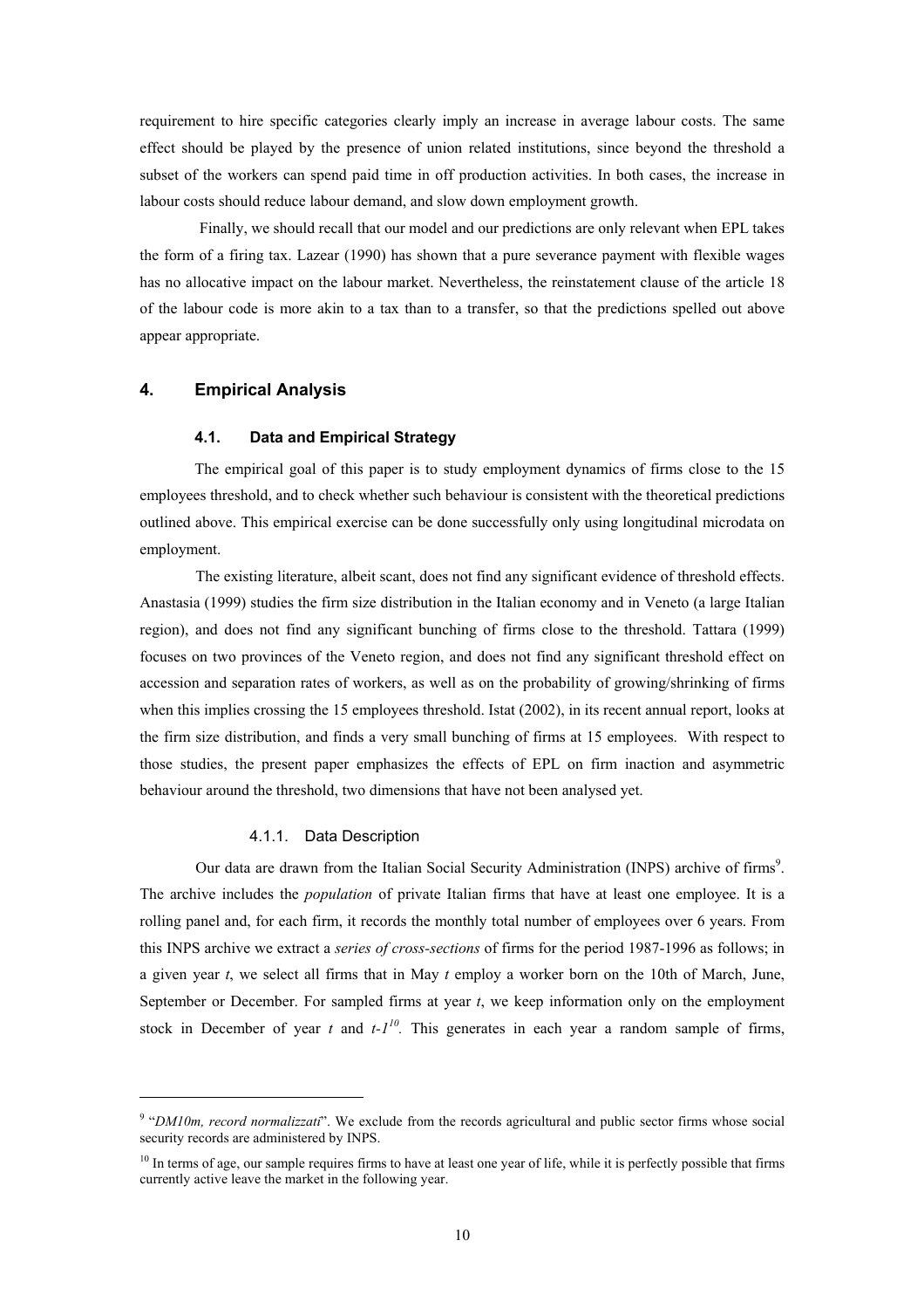requirement to hire specific categories clearly imply an increase in average labour costs. The same effect should be played by the presence of union related institutions, since beyond the threshold a subset of the workers can spend paid time in off production activities. In both cases, the increase in labour costs should reduce labour demand, and slow down employment growth.

Finally, we should recall that our model and our predictions are only relevant when EPL takes the form of a firing tax. Lazear (1990) has shown that a pure severance payment with flexible wages has no allocative impact on the labour market. Nevertheless, the reinstatement clause of the article 18 of the labour code is more akin to a tax than to a transfer, so that the predictions spelled out above appear appropriate.

## 4. Empirical Analysis

### 4.1. Data and Empirical Strategy

The empirical goal of this paper is to study employment dynamics of firms close to the 15 employees threshold, and to check whether such behaviour is consistent with the theoretical predictions outlined above. This empirical exercise can be done successfully only using longitudinal microdata on employment.

The existing literature, albeit scant, does not find any significant evidence of threshold effects. Anastasia (1999) studies the firm size distribution in the Italian economy and in Veneto (a large Italian region), and does not find any significant bunching of firms close to the threshold. Tattara (1999) focuses on two provinces of the Veneto region, and does not find any significant threshold effect on accession and separation rates of workers, as well as on the probability of growing/shrinking of firms when this implies crossing the 15 employees threshold. Istat (2002), in its recent annual report, looks at the firm size distribution, and finds a very small bunching of firms at 15 employees. With respect to those studies, the present paper emphasizes the effects of EPL on firm inaction and asymmetric behaviour around the threshold, two dimensions that have not been analysed yet.

#### 4.1.1. Data Description

Our data are drawn from the Italian Social Security Administration (INPS) archive of firms[9]. The archive includes the *population* of private Italian firms that have at least one employee. It is a rolling panel and, for each firm, it records the monthly total number of employees over 6 years. From this INPS archive we extract a *series of cross-sections* of firms for the period 1987-1996 as follows; in a given year *t*, we select all firms that in May *t* employ a worker born on the 10th of March, June, September or December. For sampled firms at year *t*, we keep information only on the employment stock in December of year *t* and *t-1*[10]. This generates in each year a random sample of firms,

---

[9] "*DM10m, record normalizzati*". We exclude from the records agricultural and public sector firms whose social security records are administered by INPS.

[10] In terms of age, our sample requires firms to have at least one year of life, while it is perfectly possible that firms currently active leave the market in the following year.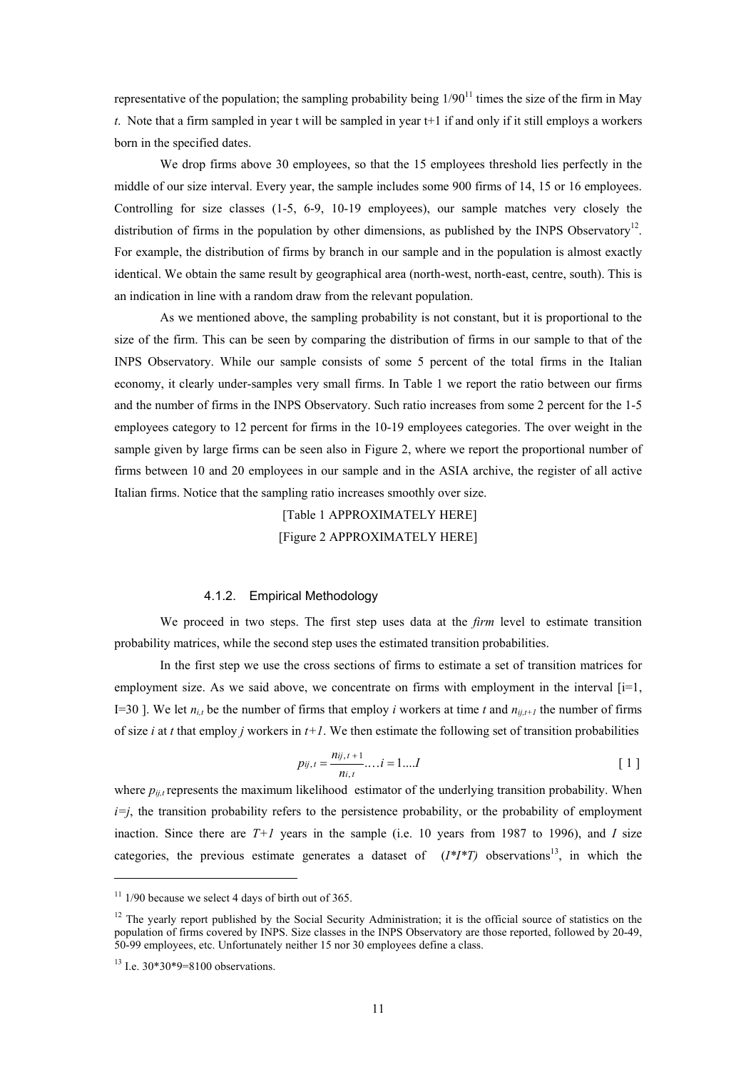representative of the population; the sampling probability being 1/90[11] times the size of the firm in May *t*. Note that a firm sampled in year t will be sampled in year t+1 if and only if it still employs a workers born in the specified dates.

We drop firms above 30 employees, so that the 15 employees threshold lies perfectly in the middle of our size interval. Every year, the sample includes some 900 firms of 14, 15 or 16 employees. Controlling for size classes (1-5, 6-9, 10-19 employees), our sample matches very closely the distribution of firms in the population by other dimensions, as published by the INPS Observatory[12]. For example, the distribution of firms by branch in our sample and in the population is almost exactly identical. We obtain the same result by geographical area (north-west, north-east, centre, south). This is an indication in line with a random draw from the relevant population.

As we mentioned above, the sampling probability is not constant, but it is proportional to the size of the firm. This can be seen by comparing the distribution of firms in our sample to that of the INPS Observatory. While our sample consists of some 5 percent of the total firms in the Italian economy, it clearly under-samples very small firms. In Table 1 we report the ratio between our firms and the number of firms in the INPS Observatory. Such ratio increases from some 2 percent for the 1-5 employees category to 12 percent for firms in the 10-19 employees categories. The over weight in the sample given by large firms can be seen also in Figure 2, where we report the proportional number of firms between 10 and 20 employees in our sample and in the ASIA archive, the register of all active Italian firms. Notice that the sampling ratio increases smoothly over size.

[Table 1 APPROXIMATELY HERE]

[Figure 2 APPROXIMATELY HERE]

#### 4.1.2. Empirical Methodology

We proceed in two steps. The first step uses data at the *firm* level to estimate transition probability matrices, while the second step uses the estimated transition probabilities.

In the first step we use the cross sections of firms to estimate a set of transition matrices for employment size. As we said above, we concentrate on firms with employment in the interval [i=1, I=30 ]. We let $n_{i,t}$ be the number of firms that employ *i* workers at time *t* and $n_{ij,t+1}$ the number of firms of size *i* at *t* that employ *j* workers in *t+1*. We then estimate the following set of transition probabilities

$$p_{ij,t} = \frac{n_{ij,t+1}}{n_{i,t}} \ldots . i = 1 \ldots . I \qquad [1]$$

where $p_{ij,t}$ represents the maximum likelihood estimator of the underlying transition probability. When $i=j$, the transition probability refers to the persistence probability, or the probability of employment inaction. Since there are $T+1$ years in the sample (i.e. 10 years from 1987 to 1996), and $I$ size categories, the previous estimate generates a dataset of $(I*I*T)$ observations[13], in which the

---

[11] 1/90 because we select 4 days of birth out of 365.

[12] The yearly report published by the Social Security Administration; it is the official source of statistics on the population of firms covered by INPS. Size classes in the INPS Observatory are those reported, followed by 20-49, 50-99 employees, etc. Unfortunately neither 15 nor 30 employees define a class.

[13] I.e. 30*30*9=8100 observations.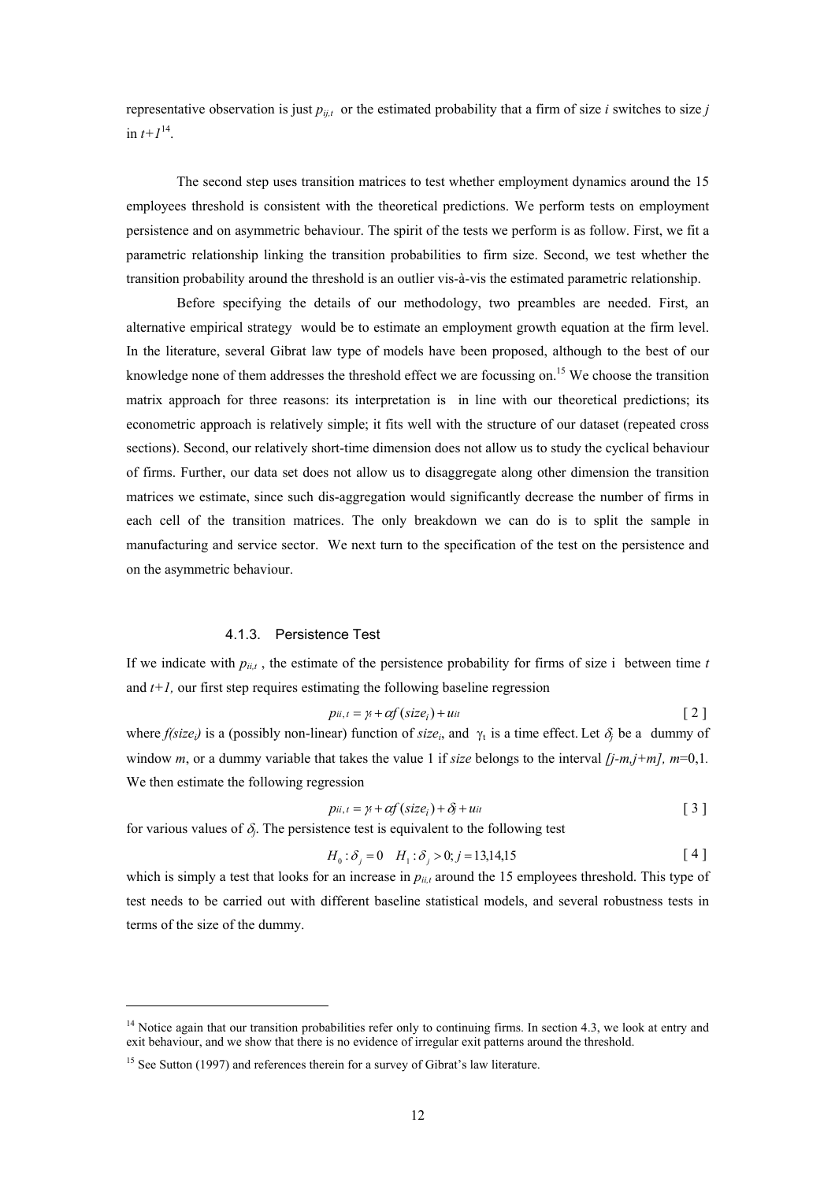representative observation is just $p_{ij,t}$ or the estimated probability that a firm of size *i* switches to size *j* in $t+1$[14].

The second step uses transition matrices to test whether employment dynamics around the 15 employees threshold is consistent with the theoretical predictions. We perform tests on employment persistence and on asymmetric behaviour. The spirit of the tests we perform is as follow. First, we fit a parametric relationship linking the transition probabilities to firm size. Second, we test whether the transition probability around the threshold is an outlier vis-à-vis the estimated parametric relationship.

Before specifying the details of our methodology, two preambles are needed. First, an alternative empirical strategy would be to estimate an employment growth equation at the firm level. In the literature, several Gibrat law type of models have been proposed, although to the best of our knowledge none of them addresses the threshold effect we are focussing on.[15] We choose the transition matrix approach for three reasons: its interpretation is in line with our theoretical predictions; its econometric approach is relatively simple; it fits well with the structure of our dataset (repeated cross sections). Second, our relatively short-time dimension does not allow us to study the cyclical behaviour of firms. Further, our data set does not allow us to disaggregate along other dimension the transition matrices we estimate, since such dis-aggregation would significantly decrease the number of firms in each cell of the transition matrices. The only breakdown we can do is to split the sample in manufacturing and service sector. We next turn to the specification of the test on the persistence and on the asymmetric behaviour.

#### 4.1.3. Persistence Test

If we indicate with $p_{ii,t}$, the estimate of the persistence probability for firms of size i between time *t* and $t+1$, our first step requires estimating the following baseline regression

$$p_{ii,t} = \gamma_t + \alpha f(size_i) + u_{it} \qquad [2]$$

where $f(size_i)$ is a (possibly non-linear) function of $size_i$, and $\gamma_t$ is a time effect. Let $\delta_j$ be a dummy of window *m*, or a dummy variable that takes the value 1 if *size* belongs to the interval $[j-m, j+m]$, $m$=0,1. We then estimate the following regression

$$p_{ii,t} = \gamma_t + \alpha f(size_i) + \delta_j + u_{it} \qquad [3]$$

for various values of $\delta_j$. The persistence test is equivalent to the following test

$$H_0: \delta_j = 0 \quad H_1: \delta_j > 0; j = 13,14,15 \qquad [4]$$

which is simply a test that looks for an increase in $p_{ii,t}$ around the 15 employees threshold. This type of test needs to be carried out with different baseline statistical models, and several robustness tests in terms of the size of the dummy.

---

[14] Notice again that our transition probabilities refer only to continuing firms. In section 4.3, we look at entry and exit behaviour, and we show that there is no evidence of irregular exit patterns around the threshold.

[15] See Sutton (1997) and references therein for a survey of Gibrat's law literature.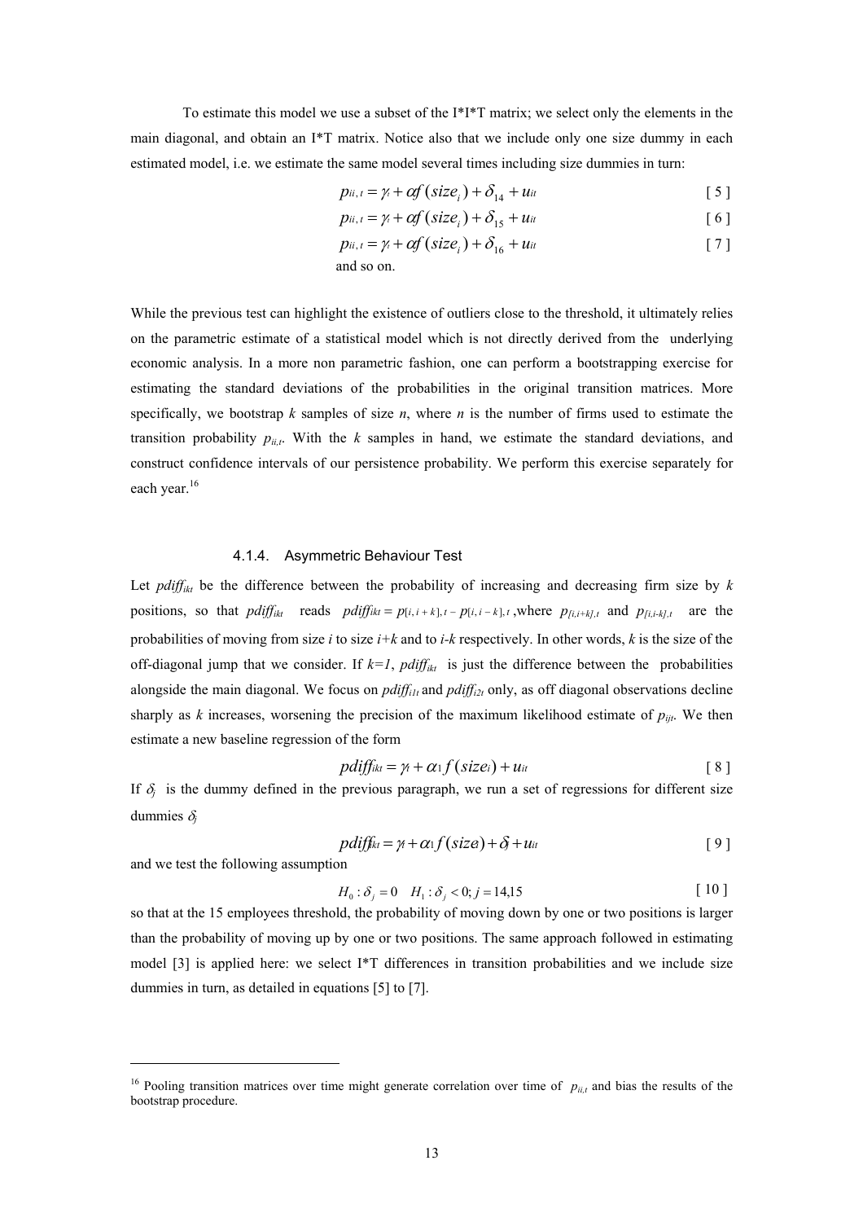To estimate this model we use a subset of the I*I*T matrix; we select only the elements in the main diagonal, and obtain an I*T matrix. Notice also that we include only one size dummy in each estimated model, i.e. we estimate the same model several times including size dummies in turn:

$$p_{ii,t} = \gamma_t + \alpha f(size_i) + \delta_{14} + u_{it} \quad [5]$$

$$p_{ii,t} = \gamma_t + \alpha f(size_i) + \delta_{15} + u_{it} \quad [6]$$

$$p_{ii,t} = \gamma_t + \alpha f(size_i) + \delta_{16} + u_{it} \quad [7]$$

and so on.

While the previous test can highlight the existence of outliers close to the threshold, it ultimately relies on the parametric estimate of a statistical model which is not directly derived from the underlying economic analysis. In a more non parametric fashion, one can perform a bootstrapping exercise for estimating the standard deviations of the probabilities in the original transition matrices. More specifically, we bootstrap $k$ samples of size $n$, where $n$ is the number of firms used to estimate the transition probability $p_{ii,t}$. With the $k$ samples in hand, we estimate the standard deviations, and construct confidence intervals of our persistence probability. We perform this exercise separately for each year.[16]

#### 4.1.4. Asymmetric Behaviour Test

Let $pdiff_{ikt}$ be the difference between the probability of increasing and decreasing firm size by $k$ positions, so that $pdiff_{ikt}$ reads $pdiff_{ikt} = p_{[i,i+k],t} - p_{[i,i-k],t}$, where $p_{[i,i+k],t}$ and $p_{[i,i-k],t}$ are the probabilities of moving from size $i$ to size $i+k$ and to $i-k$ respectively. In other words, $k$ is the size of the off-diagonal jump that we consider. If $k=1$, $pdiff_{ikt}$ is just the difference between the probabilities alongside the main diagonal. We focus on $pdiff_{i1t}$ and $pdiff_{i2t}$ only, as off diagonal observations decline sharply as $k$ increases, worsening the precision of the maximum likelihood estimate of $p_{ijt}$. We then estimate a new baseline regression of the form

$$pdiff_{ikt} = \gamma_t + \alpha_1 f(size_i) + u_{it} \quad [8]$$

If $\delta_j$ is the dummy defined in the previous paragraph, we run a set of regressions for different size dummies $\delta_j$

$$pdiff_{ikt} = \gamma_t + \alpha_1 f(size_i) + \delta_j + u_{it} \quad [9]$$

and we test the following assumption

$$H_0 : \delta_j = 0 \quad H_1 : \delta_j < 0; j = 14,15 \quad [10]$$

so that at the 15 employees threshold, the probability of moving down by one or two positions is larger than the probability of moving up by one or two positions. The same approach followed in estimating model [3] is applied here: we select I*T differences in transition probabilities and we include size dummies in turn, as detailed in equations [5] to [7].

---

[16] Pooling transition matrices over time might generate correlation over time of $p_{ii,t}$ and bias the results of the bootstrap procedure.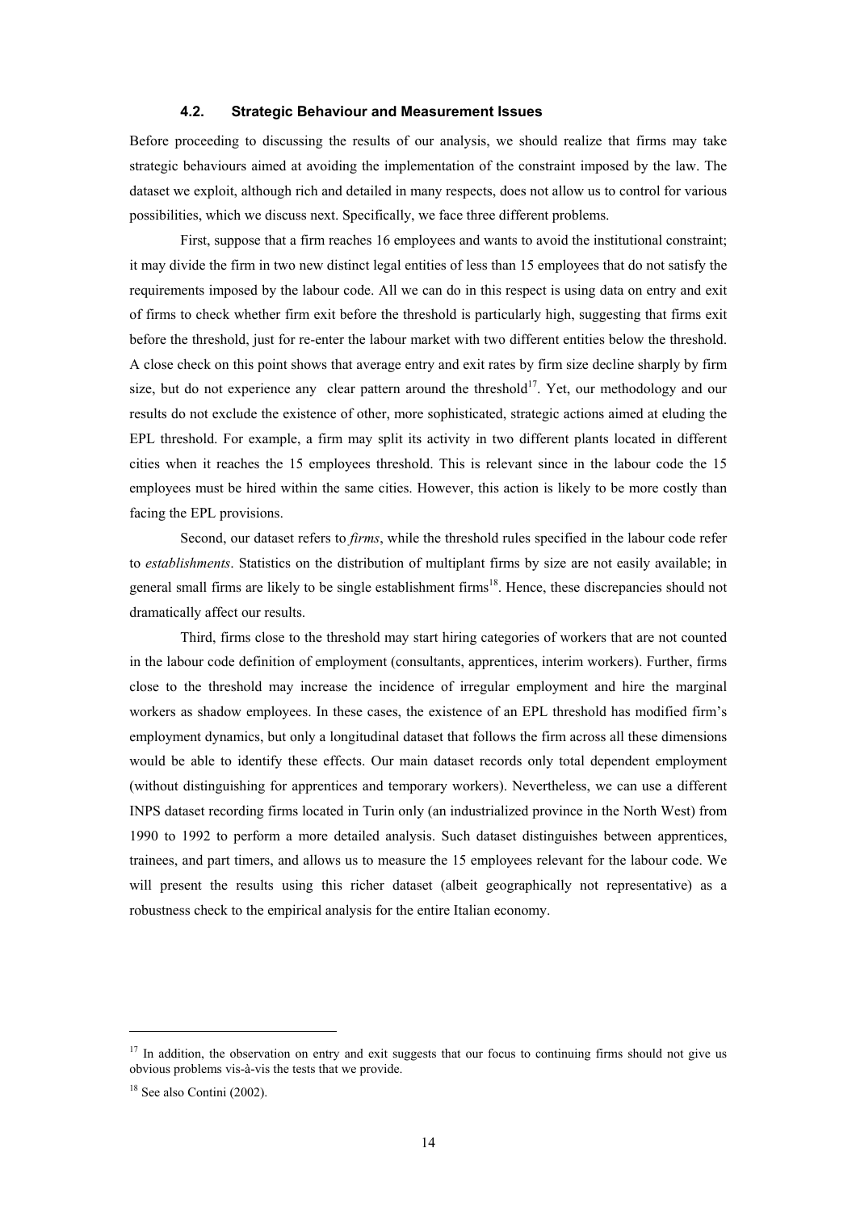### 4.2. Strategic Behaviour and Measurement Issues

Before proceeding to discussing the results of our analysis, we should realize that firms may take strategic behaviours aimed at avoiding the implementation of the constraint imposed by the law. The dataset we exploit, although rich and detailed in many respects, does not allow us to control for various possibilities, which we discuss next. Specifically, we face three different problems.

First, suppose that a firm reaches 16 employees and wants to avoid the institutional constraint; it may divide the firm in two new distinct legal entities of less than 15 employees that do not satisfy the requirements imposed by the labour code. All we can do in this respect is using data on entry and exit of firms to check whether firm exit before the threshold is particularly high, suggesting that firms exit before the threshold, just for re-enter the labour market with two different entities below the threshold. A close check on this point shows that average entry and exit rates by firm size decline sharply by firm size, but do not experience any clear pattern around the threshold[17]. Yet, our methodology and our results do not exclude the existence of other, more sophisticated, strategic actions aimed at eluding the EPL threshold. For example, a firm may split its activity in two different plants located in different cities when it reaches the 15 employees threshold. This is relevant since in the labour code the 15 employees must be hired within the same cities. However, this action is likely to be more costly than facing the EPL provisions.

Second, our dataset refers to *firms*, while the threshold rules specified in the labour code refer to *establishments*. Statistics on the distribution of multiplant firms by size are not easily available; in general small firms are likely to be single establishment firms[18]. Hence, these discrepancies should not dramatically affect our results.

Third, firms close to the threshold may start hiring categories of workers that are not counted in the labour code definition of employment (consultants, apprentices, interim workers). Further, firms close to the threshold may increase the incidence of irregular employment and hire the marginal workers as shadow employees. In these cases, the existence of an EPL threshold has modified firm's employment dynamics, but only a longitudinal dataset that follows the firm across all these dimensions would be able to identify these effects. Our main dataset records only total dependent employment (without distinguishing for apprentices and temporary workers). Nevertheless, we can use a different INPS dataset recording firms located in Turin only (an industrialized province in the North West) from 1990 to 1992 to perform a more detailed analysis. Such dataset distinguishes between apprentices, trainees, and part timers, and allows us to measure the 15 employees relevant for the labour code. We will present the results using this richer dataset (albeit geographically not representative) as a robustness check to the empirical analysis for the entire Italian economy.

---

[17] In addition, the observation on entry and exit suggests that our focus to continuing firms should not give us obvious problems vis-à-vis the tests that we provide.

[18] See also Contini (2002).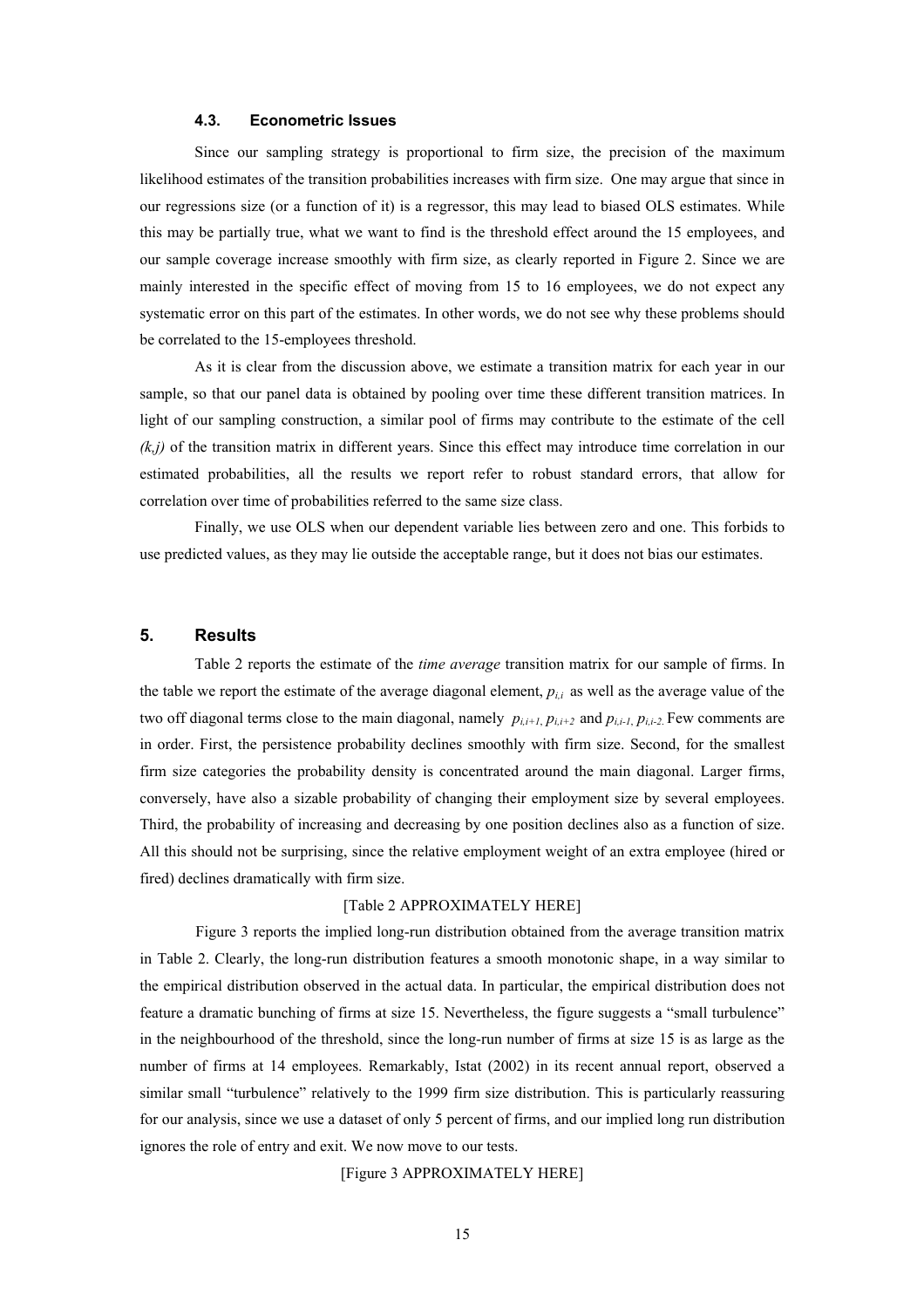### 4.3. Econometric Issues

Since our sampling strategy is proportional to firm size, the precision of the maximum likelihood estimates of the transition probabilities increases with firm size. One may argue that since in our regressions size (or a function of it) is a regressor, this may lead to biased OLS estimates. While this may be partially true, what we want to find is the threshold effect around the 15 employees, and our sample coverage increase smoothly with firm size, as clearly reported in Figure 2. Since we are mainly interested in the specific effect of moving from 15 to 16 employees, we do not expect any systematic error on this part of the estimates. In other words, we do not see why these problems should be correlated to the 15-employees threshold.

As it is clear from the discussion above, we estimate a transition matrix for each year in our sample, so that our panel data is obtained by pooling over time these different transition matrices. In light of our sampling construction, a similar pool of firms may contribute to the estimate of the cell $(k,j)$ of the transition matrix in different years. Since this effect may introduce time correlation in our estimated probabilities, all the results we report refer to robust standard errors, that allow for correlation over time of probabilities referred to the same size class.

Finally, we use OLS when our dependent variable lies between zero and one. This forbids to use predicted values, as they may lie outside the acceptable range, but it does not bias our estimates.

## 5. Results

Table 2 reports the estimate of the *time average* transition matrix for our sample of firms. In the table we report the estimate of the average diagonal element, $p_{i,i}$ as well as the average value of the two off diagonal terms close to the main diagonal, namely $p_{i,i+1}, p_{i,i+2}$ and $p_{i,i-1}, p_{i,i-2}$. Few comments are in order. First, the persistence probability declines smoothly with firm size. Second, for the smallest firm size categories the probability density is concentrated around the main diagonal. Larger firms, conversely, have also a sizable probability of changing their employment size by several employees. Third, the probability of increasing and decreasing by one position declines also as a function of size. All this should not be surprising, since the relative employment weight of an extra employee (hired or fired) declines dramatically with firm size.

[Table 2 APPROXIMATELY HERE]

Figure 3 reports the implied long-run distribution obtained from the average transition matrix in Table 2. Clearly, the long-run distribution features a smooth monotonic shape, in a way similar to the empirical distribution observed in the actual data. In particular, the empirical distribution does not feature a dramatic bunching of firms at size 15. Nevertheless, the figure suggests a "small turbulence" in the neighbourhood of the threshold, since the long-run number of firms at size 15 is as large as the number of firms at 14 employees. Remarkably, Istat (2002) in its recent annual report, observed a similar small "turbulence" relatively to the 1999 firm size distribution. This is particularly reassuring for our analysis, since we use a dataset of only 5 percent of firms, and our implied long run distribution ignores the role of entry and exit. We now move to our tests.

[Figure 3 APPROXIMATELY HERE]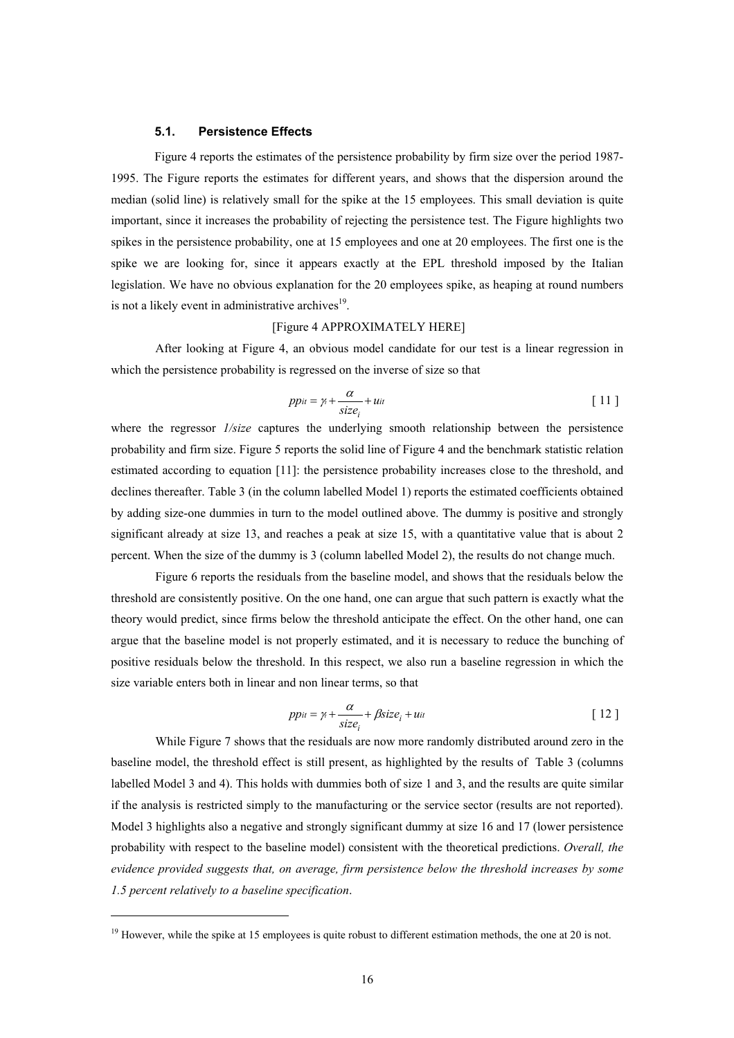### 5.1. Persistence Effects

Figure 4 reports the estimates of the persistence probability by firm size over the period 1987-1995. The Figure reports the estimates for different years, and shows that the dispersion around the median (solid line) is relatively small for the spike at the 15 employees. This small deviation is quite important, since it increases the probability of rejecting the persistence test. The Figure highlights two spikes in the persistence probability, one at 15 employees and one at 20 employees. The first one is the spike we are looking for, since it appears exactly at the EPL threshold imposed by the Italian legislation. We have no obvious explanation for the 20 employees spike, as heaping at round numbers is not a likely event in administrative archives[19].

[Figure 4 APPROXIMATELY HERE]

After looking at Figure 4, an obvious model candidate for our test is a linear regression in which the persistence probability is regressed on the inverse of size so that

$$pp_{it} = \gamma_t + \frac{\alpha}{size_i} + u_{it} \qquad [\ 11\ ]$$

where the regressor *1/size* captures the underlying smooth relationship between the persistence probability and firm size. Figure 5 reports the solid line of Figure 4 and the benchmark statistic relation estimated according to equation [11]: the persistence probability increases close to the threshold, and declines thereafter. Table 3 (in the column labelled Model 1) reports the estimated coefficients obtained by adding size-one dummies in turn to the model outlined above. The dummy is positive and strongly significant already at size 13, and reaches a peak at size 15, with a quantitative value that is about 2 percent. When the size of the dummy is 3 (column labelled Model 2), the results do not change much.

Figure 6 reports the residuals from the baseline model, and shows that the residuals below the threshold are consistently positive. On the one hand, one can argue that such pattern is exactly what the theory would predict, since firms below the threshold anticipate the effect. On the other hand, one can argue that the baseline model is not properly estimated, and it is necessary to reduce the bunching of positive residuals below the threshold. In this respect, we also run a baseline regression in which the size variable enters both in linear and non linear terms, so that

$$pp_{it} = \gamma_t + \frac{\alpha}{size_i} + \beta size_i + u_{it} \qquad [\ 12\ ]$$

While Figure 7 shows that the residuals are now more randomly distributed around zero in the baseline model, the threshold effect is still present, as highlighted by the results of Table 3 (columns labelled Model 3 and 4). This holds with dummies both of size 1 and 3, and the results are quite similar if the analysis is restricted simply to the manufacturing or the service sector (results are not reported). Model 3 highlights also a negative and strongly significant dummy at size 16 and 17 (lower persistence probability with respect to the baseline model) consistent with the theoretical predictions. *Overall, the evidence provided suggests that, on average, firm persistence below the threshold increases by some 1.5 percent relatively to a baseline specification*.

---

[19] However, while the spike at 15 employees is quite robust to different estimation methods, the one at 20 is not.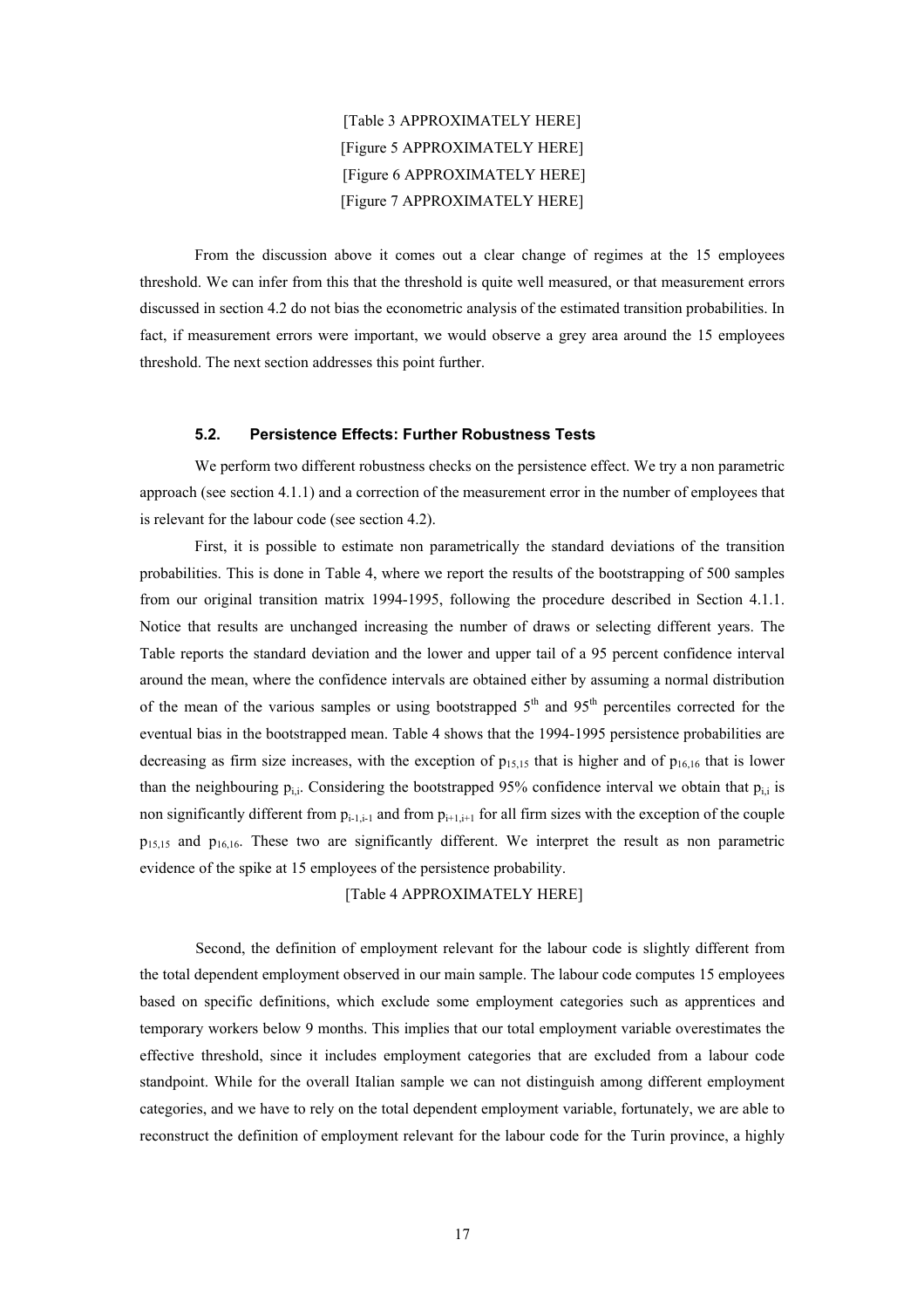[Table 3 APPROXIMATELY HERE]
[Figure 5 APPROXIMATELY HERE]
[Figure 6 APPROXIMATELY HERE]
[Figure 7 APPROXIMATELY HERE]

From the discussion above it comes out a clear change of regimes at the 15 employees threshold. We can infer from this that the threshold is quite well measured, or that measurement errors discussed in section 4.2 do not bias the econometric analysis of the estimated transition probabilities. In fact, if measurement errors were important, we would observe a grey area around the 15 employees threshold. The next section addresses this point further.

### 5.2. Persistence Effects: Further Robustness Tests

We perform two different robustness checks on the persistence effect. We try a non parametric approach (see section 4.1.1) and a correction of the measurement error in the number of employees that is relevant for the labour code (see section 4.2).

First, it is possible to estimate non parametrically the standard deviations of the transition probabilities. This is done in Table 4, where we report the results of the bootstrapping of 500 samples from our original transition matrix 1994-1995, following the procedure described in Section 4.1.1. Notice that results are unchanged increasing the number of draws or selecting different years. The Table reports the standard deviation and the lower and upper tail of a 95 percent confidence interval around the mean, where the confidence intervals are obtained either by assuming a normal distribution of the mean of the various samples or using bootstrapped 5[th] and 95[th] percentiles corrected for the eventual bias in the bootstrapped mean. Table 4 shows that the 1994-1995 persistence probabilities are decreasing as firm size increases, with the exception of $p_{15,15}$ that is higher and of $p_{16,16}$ that is lower than the neighbouring $p_{i,i}$. Considering the bootstrapped 95% confidence interval we obtain that $p_{i,i}$ is non significantly different from $p_{i-1,i-1}$ and from $p_{i+1,i+1}$ for all firm sizes with the exception of the couple $p_{15,15}$ and $p_{16,16}$. These two are significantly different. We interpret the result as non parametric evidence of the spike at 15 employees of the persistence probability.

[Table 4 APPROXIMATELY HERE]

Second, the definition of employment relevant for the labour code is slightly different from the total dependent employment observed in our main sample. The labour code computes 15 employees based on specific definitions, which exclude some employment categories such as apprentices and temporary workers below 9 months. This implies that our total employment variable overestimates the effective threshold, since it includes employment categories that are excluded from a labour code standpoint. While for the overall Italian sample we can not distinguish among different employment categories, and we have to rely on the total dependent employment variable, fortunately, we are able to reconstruct the definition of employment relevant for the labour code for the Turin province, a highly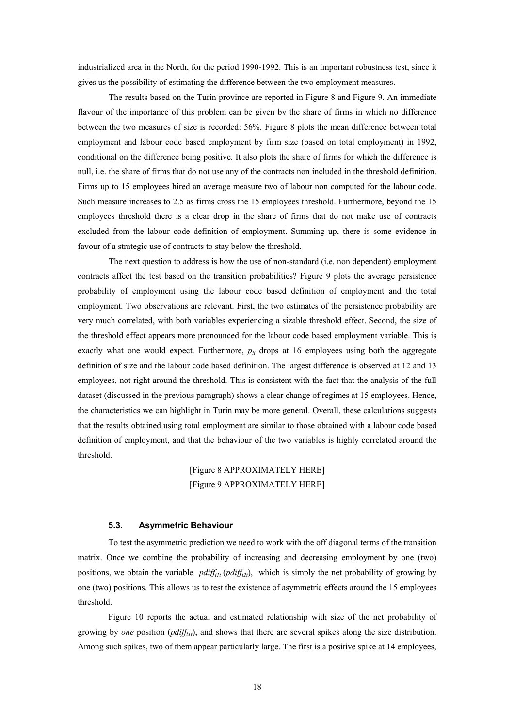industrialized area in the North, for the period 1990-1992. This is an important robustness test, since it gives us the possibility of estimating the difference between the two employment measures.

The results based on the Turin province are reported in Figure 8 and Figure 9. An immediate flavour of the importance of this problem can be given by the share of firms in which no difference between the two measures of size is recorded: 56%. Figure 8 plots the mean difference between total employment and labour code based employment by firm size (based on total employment) in 1992, conditional on the difference being positive. It also plots the share of firms for which the difference is null, i.e. the share of firms that do not use any of the contracts non included in the threshold definition. Firms up to 15 employees hired an average measure two of labour non computed for the labour code. Such measure increases to 2.5 as firms cross the 15 employees threshold. Furthermore, beyond the 15 employees threshold there is a clear drop in the share of firms that do not make use of contracts excluded from the labour code definition of employment. Summing up, there is some evidence in favour of a strategic use of contracts to stay below the threshold.

The next question to address is how the use of non-standard (i.e. non dependent) employment contracts affect the test based on the transition probabilities? Figure 9 plots the average persistence probability of employment using the labour code based definition of employment and the total employment. Two observations are relevant. First, the two estimates of the persistence probability are very much correlated, with both variables experiencing a sizable threshold effect. Second, the size of the threshold effect appears more pronounced for the labour code based employment variable. This is exactly what one would expect. Furthermore, $p_{ii}$ drops at 16 employees using both the aggregate definition of size and the labour code based definition. The largest difference is observed at 12 and 13 employees, not right around the threshold. This is consistent with the fact that the analysis of the full dataset (discussed in the previous paragraph) shows a clear change of regimes at 15 employees. Hence, the characteristics we can highlight in Turin may be more general. Overall, these calculations suggests that the results obtained using total employment are similar to those obtained with a labour code based definition of employment, and that the behaviour of the two variables is highly correlated around the threshold.

[Figure 8 APPROXIMATELY HERE]
[Figure 9 APPROXIMATELY HERE]

### 5.3. Asymmetric Behaviour

To test the asymmetric prediction we need to work with the off diagonal terms of the transition matrix. Once we combine the probability of increasing and decreasing employment by one (two) positions, we obtain the variable $pdiff_{i1t}$ ($pdiff_{i2t}$), which is simply the net probability of growing by one (two) positions. This allows us to test the existence of asymmetric effects around the 15 employees threshold.

Figure 10 reports the actual and estimated relationship with size of the net probability of growing by *one* position ($pdiff_{i1t}$), and shows that there are several spikes along the size distribution. Among such spikes, two of them appear particularly large. The first is a positive spike at 14 employees,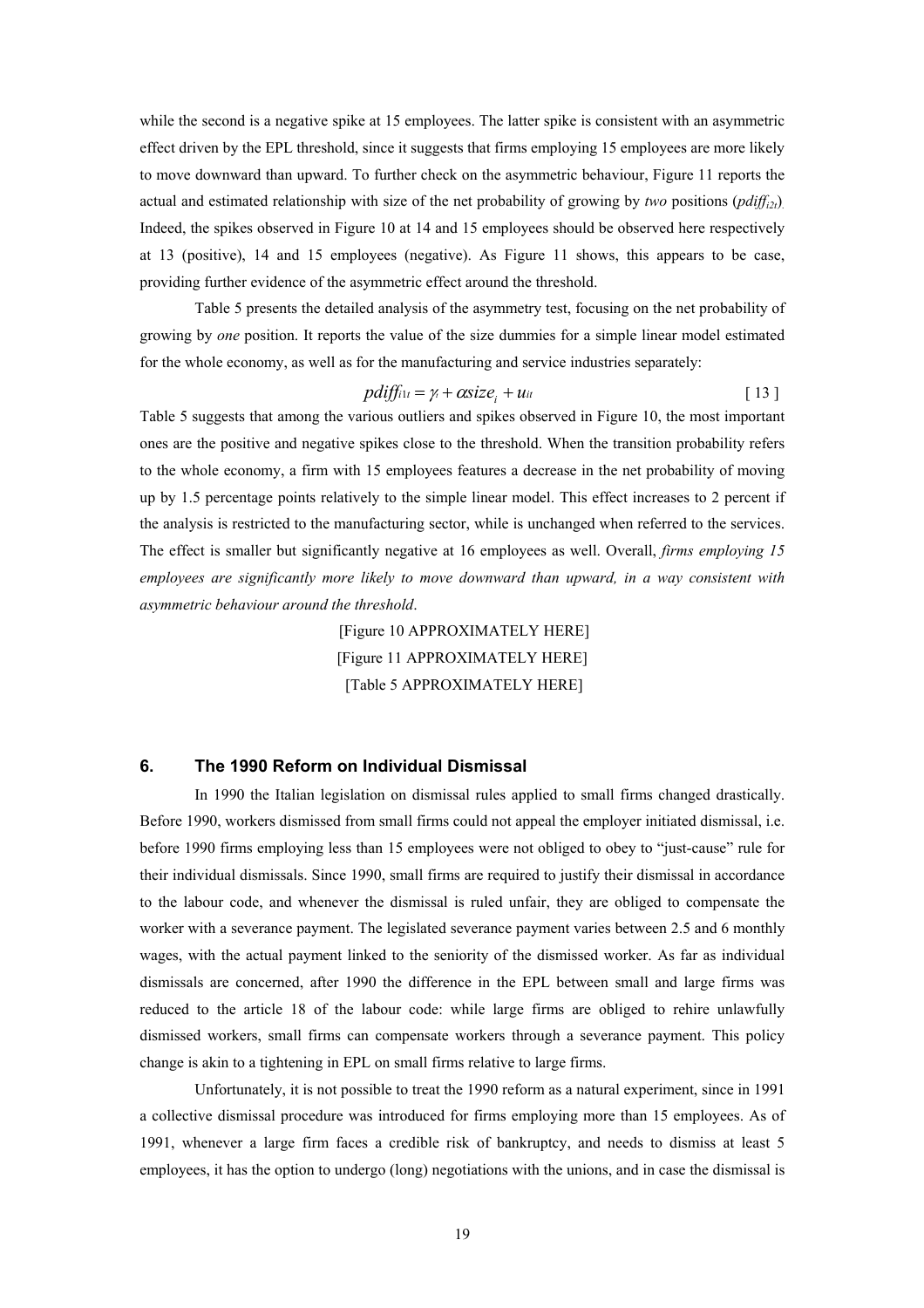while the second is a negative spike at 15 employees. The latter spike is consistent with an asymmetric effect driven by the EPL threshold, since it suggests that firms employing 15 employees are more likely to move downward than upward. To further check on the asymmetric behaviour, Figure 11 reports the actual and estimated relationship with size of the net probability of growing by *two* positions ($pdiff_{i2t}$). Indeed, the spikes observed in Figure 10 at 14 and 15 employees should be observed here respectively at 13 (positive), 14 and 15 employees (negative). As Figure 11 shows, this appears to be case, providing further evidence of the asymmetric effect around the threshold.

Table 5 presents the detailed analysis of the asymmetry test, focusing on the net probability of growing by *one* position. It reports the value of the size dummies for a simple linear model estimated for the whole economy, as well as for the manufacturing and service industries separately:

$$pdiff_{i1t} = \gamma_t + \alpha size_i + u_{it} \qquad [13]$$

Table 5 suggests that among the various outliers and spikes observed in Figure 10, the most important ones are the positive and negative spikes close to the threshold. When the transition probability refers to the whole economy, a firm with 15 employees features a decrease in the net probability of moving up by 1.5 percentage points relatively to the simple linear model. This effect increases to 2 percent if the analysis is restricted to the manufacturing sector, while is unchanged when referred to the services. The effect is smaller but significantly negative at 16 employees as well. Overall, *firms employing 15 employees are significantly more likely to move downward than upward, in a way consistent with asymmetric behaviour around the threshold*.

[Figure 10 APPROXIMATELY HERE]

[Figure 11 APPROXIMATELY HERE]

[Table 5 APPROXIMATELY HERE]

## 6. The 1990 Reform on Individual Dismissal

In 1990 the Italian legislation on dismissal rules applied to small firms changed drastically. Before 1990, workers dismissed from small firms could not appeal the employer initiated dismissal, i.e. before 1990 firms employing less than 15 employees were not obliged to obey to "just-cause" rule for their individual dismissals. Since 1990, small firms are required to justify their dismissal in accordance to the labour code, and whenever the dismissal is ruled unfair, they are obliged to compensate the worker with a severance payment. The legislated severance payment varies between 2.5 and 6 monthly wages, with the actual payment linked to the seniority of the dismissed worker. As far as individual dismissals are concerned, after 1990 the difference in the EPL between small and large firms was reduced to the article 18 of the labour code: while large firms are obliged to rehire unlawfully dismissed workers, small firms can compensate workers through a severance payment. This policy change is akin to a tightening in EPL on small firms relative to large firms.

Unfortunately, it is not possible to treat the 1990 reform as a natural experiment, since in 1991 a collective dismissal procedure was introduced for firms employing more than 15 employees. As of 1991, whenever a large firm faces a credible risk of bankruptcy, and needs to dismiss at least 5 employees, it has the option to undergo (long) negotiations with the unions, and in case the dismissal is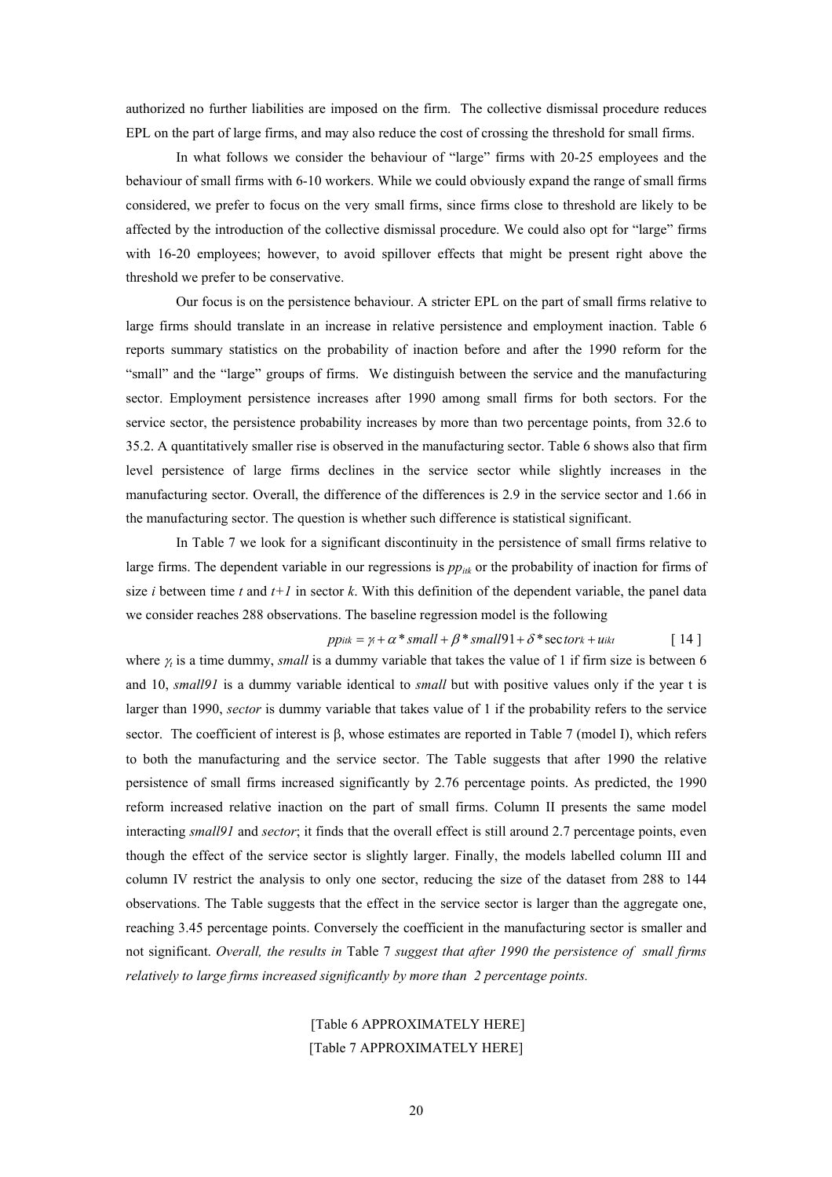authorized no further liabilities are imposed on the firm. The collective dismissal procedure reduces EPL on the part of large firms, and may also reduce the cost of crossing the threshold for small firms.

In what follows we consider the behaviour of "large" firms with 20-25 employees and the behaviour of small firms with 6-10 workers. While we could obviously expand the range of small firms considered, we prefer to focus on the very small firms, since firms close to threshold are likely to be affected by the introduction of the collective dismissal procedure. We could also opt for "large" firms with 16-20 employees; however, to avoid spillover effects that might be present right above the threshold we prefer to be conservative.

Our focus is on the persistence behaviour. A stricter EPL on the part of small firms relative to large firms should translate in an increase in relative persistence and employment inaction. Table 6 reports summary statistics on the probability of inaction before and after the 1990 reform for the "small" and the "large" groups of firms. We distinguish between the service and the manufacturing sector. Employment persistence increases after 1990 among small firms for both sectors. For the service sector, the persistence probability increases by more than two percentage points, from 32.6 to 35.2. A quantitatively smaller rise is observed in the manufacturing sector. Table 6 shows also that firm level persistence of large firms declines in the service sector while slightly increases in the manufacturing sector. Overall, the difference of the differences is 2.9 in the service sector and 1.66 in the manufacturing sector. The question is whether such difference is statistical significant.

In Table 7 we look for a significant discontinuity in the persistence of small firms relative to large firms. The dependent variable in our regressions is $pp_{itk}$ or the probability of inaction for firms of size $i$ between time $t$ and $t+1$ in sector $k$. With this definition of the dependent variable, the panel data we consider reaches 288 observations. The baseline regression model is the following

$$pp_{itk} = \gamma_t + \alpha * small + \beta * small91 + \delta * sector_k + u_{ikt} \qquad [14]$$

where $\gamma_t$ is a time dummy, *small* is a dummy variable that takes the value of 1 if firm size is between 6 and 10, *small91* is a dummy variable identical to *small* but with positive values only if the year t is larger than 1990, *sector* is dummy variable that takes value of 1 if the probability refers to the service sector. The coefficient of interest is β, whose estimates are reported in Table 7 (model I), which refers to both the manufacturing and the service sector. The Table suggests that after 1990 the relative persistence of small firms increased significantly by 2.76 percentage points. As predicted, the 1990 reform increased relative inaction on the part of small firms. Column II presents the same model interacting *small91* and *sector*; it finds that the overall effect is still around 2.7 percentage points, even though the effect of the service sector is slightly larger. Finally, the models labelled column III and column IV restrict the analysis to only one sector, reducing the size of the dataset from 288 to 144 observations. The Table suggests that the effect in the service sector is larger than the aggregate one, reaching 3.45 percentage points. Conversely the coefficient in the manufacturing sector is smaller and not significant. *Overall, the results in* Table 7 *suggest that after 1990 the persistence of small firms relatively to large firms increased significantly by more than 2 percentage points.*

[Table 6 APPROXIMATELY HERE]

[Table 7 APPROXIMATELY HERE]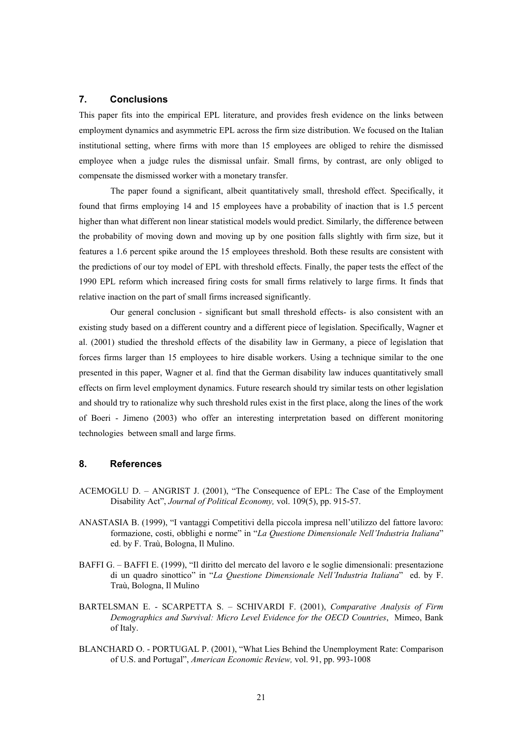## 7. Conclusions

This paper fits into the empirical EPL literature, and provides fresh evidence on the links between employment dynamics and asymmetric EPL across the firm size distribution. We focused on the Italian institutional setting, where firms with more than 15 employees are obliged to rehire the dismissed employee when a judge rules the dismissal unfair. Small firms, by contrast, are only obliged to compensate the dismissed worker with a monetary transfer.

The paper found a significant, albeit quantitatively small, threshold effect. Specifically, it found that firms employing 14 and 15 employees have a probability of inaction that is 1.5 percent higher than what different non linear statistical models would predict. Similarly, the difference between the probability of moving down and moving up by one position falls slightly with firm size, but it features a 1.6 percent spike around the 15 employees threshold. Both these results are consistent with the predictions of our toy model of EPL with threshold effects. Finally, the paper tests the effect of the 1990 EPL reform which increased firing costs for small firms relatively to large firms. It finds that relative inaction on the part of small firms increased significantly.

Our general conclusion - significant but small threshold effects- is also consistent with an existing study based on a different country and a different piece of legislation. Specifically, Wagner et al. (2001) studied the threshold effects of the disability law in Germany, a piece of legislation that forces firms larger than 15 employees to hire disable workers. Using a technique similar to the one presented in this paper, Wagner et al. find that the German disability law induces quantitatively small effects on firm level employment dynamics. Future research should try similar tests on other legislation and should try to rationalize why such threshold rules exist in the first place, along the lines of the work of Boeri - Jimeno (2003) who offer an interesting interpretation based on different monitoring technologies between small and large firms.

## 8. References

ACEMOGLU D. – ANGRIST J. (2001), "The Consequence of EPL: The Case of the Employment Disability Act", *Journal of Political Economy,* vol. 109(5), pp. 915-57.

ANASTASIA B. (1999), "I vantaggi Competitivi della piccola impresa nell'utilizzo del fattore lavoro: formazione, costi, obblighi e norme" in "*La Questione Dimensionale Nell'Industria Italiana*" ed. by F. Traù, Bologna, Il Mulino.

BAFFI G. – BAFFI E. (1999), "Il diritto del mercato del lavoro e le soglie dimensionali: presentazione di un quadro sinottico" in "*La Questione Dimensionale Nell'Industria Italiana*" ed. by F. Traù, Bologna, Il Mulino

BARTELSMAN E. - SCARPETTA S. – SCHIVARDI F. (2001), *Comparative Analysis of Firm Demographics and Survival: Micro Level Evidence for the OECD Countries*, Mimeo, Bank of Italy.

BLANCHARD O. - PORTUGAL P. (2001), "What Lies Behind the Unemployment Rate: Comparison of U.S. and Portugal", *American Economic Review,* vol. 91, pp. 993-1008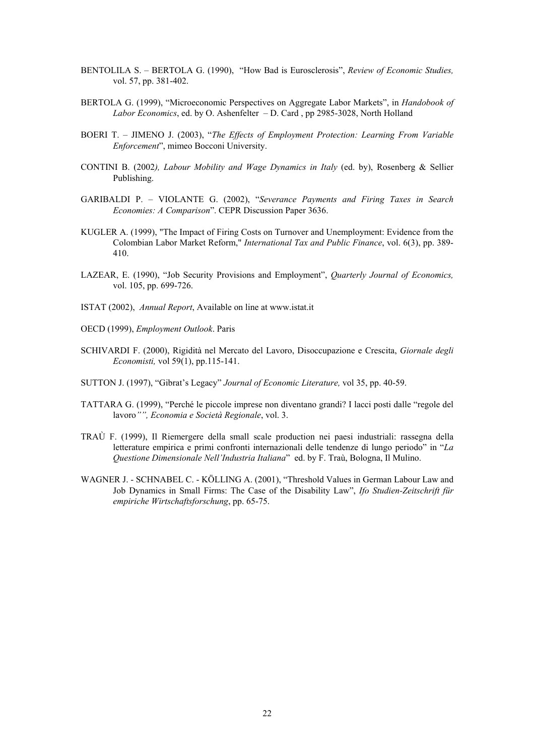BENTOLILA S. – BERTOLA G. (1990), "How Bad is Eurosclerosis", *Review of Economic Studies,* vol. 57, pp. 381-402.

BERTOLA G. (1999), "Microeconomic Perspectives on Aggregate Labor Markets", in *Handobook of Labor Economics*, ed. by O. Ashenfelter – D. Card , pp 2985-3028, North Holland

BOERI T. – JIMENO J. (2003), "*The Effects of Employment Protection: Learning From Variable Enforcement*", mimeo Bocconi University.

CONTINI B. (2002*), Labour Mobility and Wage Dynamics in Italy* (ed. by), Rosenberg & Sellier Publishing.

GARIBALDI P. – VIOLANTE G. (2002), "*Severance Payments and Firing Taxes in Search Economies: A Comparison*". CEPR Discussion Paper 3636.

KUGLER A. (1999), "The Impact of Firing Costs on Turnover and Unemployment: Evidence from the Colombian Labor Market Reform," *International Tax and Public Finance*, vol. 6(3), pp. 389-410.

LAZEAR, E. (1990), "Job Security Provisions and Employment", *Quarterly Journal of Economics,* vol. 105, pp. 699-726.

ISTAT (2002), *Annual Report*, Available on line at www.istat.it

OECD (1999), *Employment Outlook*. Paris

SCHIVARDI F. (2000), Rigidità nel Mercato del Lavoro, Disoccupazione e Crescita, *Giornale degli Economisti,* vol 59(1), pp.115-141.

SUTTON J. (1997), "Gibrat's Legacy" *Journal of Economic Literature,* vol 35, pp. 40-59.

TATTARA G. (1999), "Perché le piccole imprese non diventano grandi? I lacci posti dalle "regole del lavoro*"", Economia e Società Regionale*, vol. 3.

TRAÙ F. (1999), Il Riemergere della small scale production nei paesi industriali: rassegna della letterature empirica e primi confronti internazionali delle tendenze di lungo periodo" in "*La Questione Dimensionale Nell'Industria Italiana*" ed. by F. Traù, Bologna, Il Mulino.

WAGNER J. - SCHNABEL C. - KÖLLING A. (2001), "Threshold Values in German Labour Law and Job Dynamics in Small Firms: The Case of the Disability Law", *Ifo Studien-Zeitschrift für empiriche Wirtschaftsforschung*, pp. 65-75.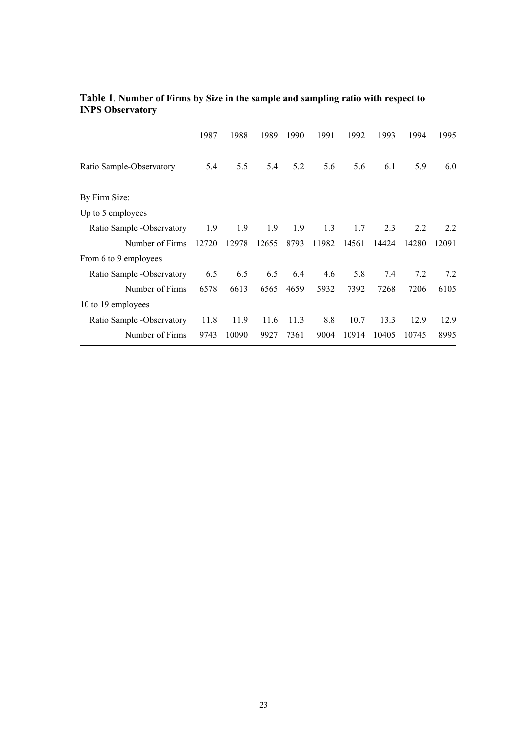**Table 1**. **Number of Firms by Size in the sample and sampling ratio with respect to INPS Observatory**

| | 1987 | 1988 | 1989 | 1990 | 1991 | 1992 | 1993 | 1994 | 1995 |
|---|---|---|---|---|---|---|---|---|---|
| Ratio Sample-Observatory | 5.4 | 5.5 | 5.4 | 5.2 | 5.6 | 5.6 | 6.1 | 5.9 | 6.0 |
| By Firm Size: | | | | | | | | | |
| Up to 5 employees | | | | | | | | | |
| Ratio Sample -Observatory | 1.9 | 1.9 | 1.9 | 1.9 | 1.3 | 1.7 | 2.3 | 2.2 | 2.2 |
| Number of Firms | 12720 | 12978 | 12655 | 8793 | 11982 | 14561 | 14424 | 14280 | 12091 |
| From 6 to 9 employees | | | | | | | | | |
| Ratio Sample -Observatory | 6.5 | 6.5 | 6.5 | 6.4 | 4.6 | 5.8 | 7.4 | 7.2 | 7.2 |
| Number of Firms | 6578 | 6613 | 6565 | 4659 | 5932 | 7392 | 7268 | 7206 | 6105 |
| 10 to 19 employees | | | | | | | | | |
| Ratio Sample -Observatory | 11.8 | 11.9 | 11.6 | 11.3 | 8.8 | 10.7 | 13.3 | 12.9 | 12.9 |
| Number of Firms | 9743 | 10090 | 9927 | 7361 | 9004 | 10914 | 10405 | 10745 | 8995 |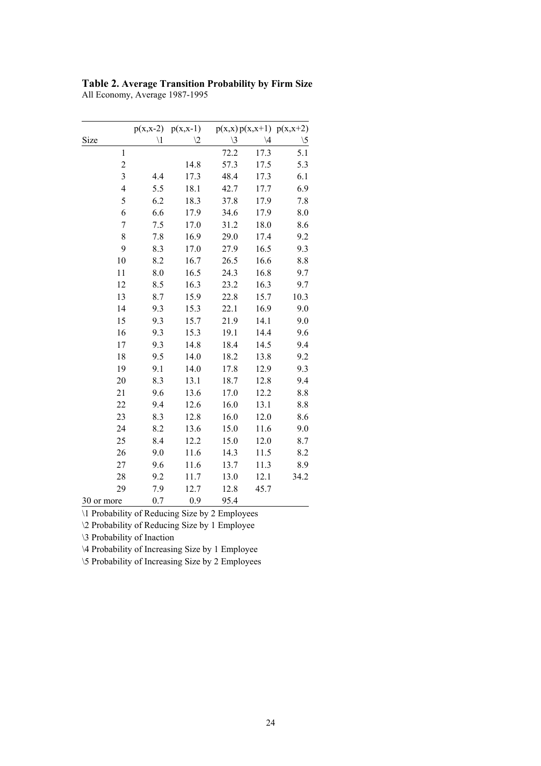**Table 2. Average Transition Probability by Firm Size**
All Economy, Average 1987-1995

| Size | p(x,x-2) \1 | p(x,x-1) \2 | p(x,x) \3 | p(x,x+1) \4 | p(x,x+2) \5 |
|---|---|---|---|---|---|
| 1 | | | 72.2 | 17.3 | 5.1 |
| 2 | | 14.8 | 57.3 | 17.5 | 5.3 |
| 3 | 4.4 | 17.3 | 48.4 | 17.3 | 6.1 |
| 4 | 5.5 | 18.1 | 42.7 | 17.7 | 6.9 |
| 5 | 6.2 | 18.3 | 37.8 | 17.9 | 7.8 |
| 6 | 6.6 | 17.9 | 34.6 | 17.9 | 8.0 |
| 7 | 7.5 | 17.0 | 31.2 | 18.0 | 8.6 |
| 8 | 7.8 | 16.9 | 29.0 | 17.4 | 9.2 |
| 9 | 8.3 | 17.0 | 27.9 | 16.5 | 9.3 |
| 10 | 8.2 | 16.7 | 26.5 | 16.6 | 8.8 |
| 11 | 8.0 | 16.5 | 24.3 | 16.8 | 9.7 |
| 12 | 8.5 | 16.3 | 23.2 | 16.3 | 9.7 |
| 13 | 8.7 | 15.9 | 22.8 | 15.7 | 10.3 |
| 14 | 9.3 | 15.3 | 22.1 | 16.9 | 9.0 |
| 15 | 9.3 | 15.7 | 21.9 | 14.1 | 9.0 |
| 16 | 9.3 | 15.3 | 19.1 | 14.4 | 9.6 |
| 17 | 9.3 | 14.8 | 18.4 | 14.5 | 9.4 |
| 18 | 9.5 | 14.0 | 18.2 | 13.8 | 9.2 |
| 19 | 9.1 | 14.0 | 17.8 | 12.9 | 9.3 |
| 20 | 8.3 | 13.1 | 18.7 | 12.8 | 9.4 |
| 21 | 9.6 | 13.6 | 17.0 | 12.2 | 8.8 |
| 22 | 9.4 | 12.6 | 16.0 | 13.1 | 8.8 |
| 23 | 8.3 | 12.8 | 16.0 | 12.0 | 8.6 |
| 24 | 8.2 | 13.6 | 15.0 | 11.6 | 9.0 |
| 25 | 8.4 | 12.2 | 15.0 | 12.0 | 8.7 |
| 26 | 9.0 | 11.6 | 14.3 | 11.5 | 8.2 |
| 27 | 9.6 | 11.6 | 13.7 | 11.3 | 8.9 |
| 28 | 9.2 | 11.7 | 13.0 | 12.1 | 34.2 |
| 29 | 7.9 | 12.7 | 12.8 | 45.7 | |
| 30 or more | 0.7 | 0.9 | 95.4 | | |

\1 Probability of Reducing Size by 2 Employees

\2 Probability of Reducing Size by 1 Employee

\3 Probability of Inaction

\4 Probability of Increasing Size by 1 Employee

\5 Probability of Increasing Size by 2 Employees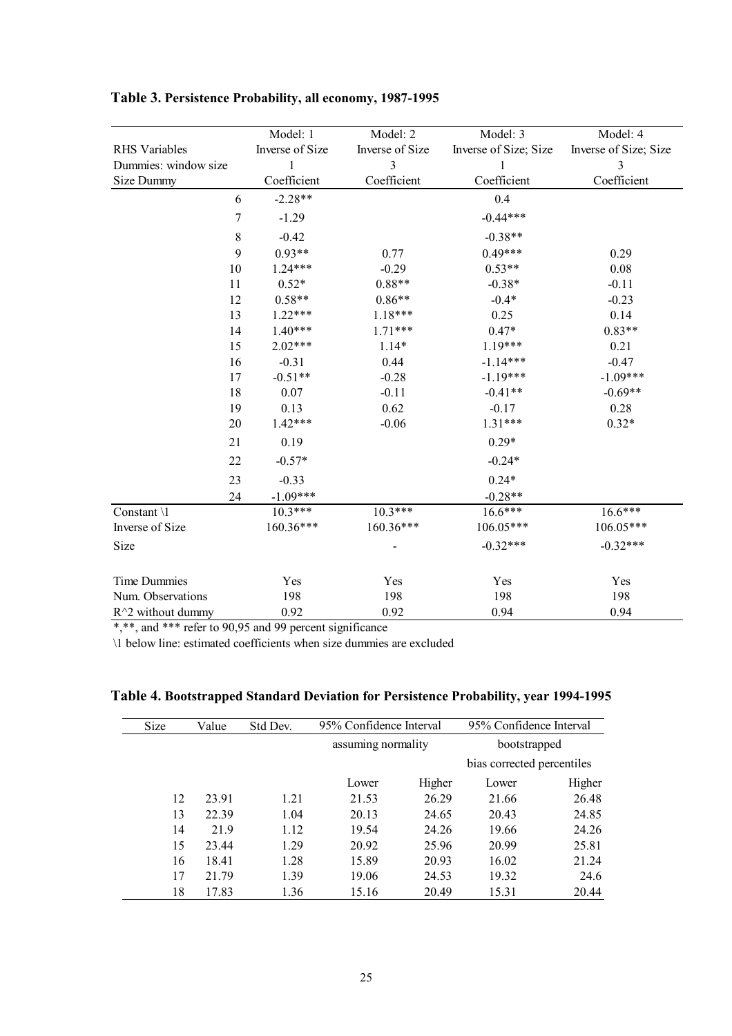**Table 3. Persistence Probability, all economy, 1987-1995**

| RHS Variables | Model: 1<br>Inverse of Size | Model: 2<br>Inverse of Size | Model: 3<br>Inverse of Size; Size | Model: 4<br>Inverse of Size; Size |
|---|---|---|---|---|
| Dummies: window size | 1 | 3 | 1 | 3 |
| Size Dummy | Coefficient | Coefficient | Coefficient | Coefficient |
| 6 | -2.28** | | 0.4 | |
| 7 | -1.29 | | -0.44*** | |
| 8 | -0.42 | | -0.38** | |
| 9 | 0.93** | 0.77 | 0.49*** | 0.29 |
| 10 | 1.24*** | -0.29 | 0.53** | 0.08 |
| 11 | 0.52* | 0.88** | -0.38* | -0.11 |
| 12 | 0.58** | 0.86** | -0.4* | -0.23 |
| 13 | 1.22*** | 1.18*** | 0.25 | 0.14 |
| 14 | 1.40*** | 1.71*** | 0.47* | 0.83** |
| 15 | 2.02*** | 1.14* | 1.19*** | 0.21 |
| 16 | -0.31 | 0.44 | -1.14*** | -0.47 |
| 17 | -0.51** | -0.28 | -1.19*** | -1.09*** |
| 18 | 0.07 | -0.11 | -0.41** | -0.69** |
| 19 | 0.13 | 0.62 | -0.17 | 0.28 |
| 20 | 1.42*** | -0.06 | 1.31*** | 0.32* |
| 21 | 0.19 | | 0.29* | |
| 22 | -0.57* | | -0.24* | |
| 23 | -0.33 | | 0.24* | |
| 24 | -1.09*** | | -0.28** | |
| Constant \1 | 10.3*** | 10.3*** | 16.6*** | 16.6*** |
| Inverse of Size | 160.36*** | 160.36*** | 106.05*** | 106.05*** |
| Size | | - | -0.32*** | -0.32*** |
| Time Dummies | Yes | Yes | Yes | Yes |
| Num. Observations | 198 | 198 | 198 | 198 |
| $R^2$ without dummy | 0.92 | 0.92 | 0.94 | 0.94 |

*,**, and *** refer to 90,95 and 99 percent significance

\1 below line: estimated coefficients when size dummies are excluded

**Table 4. Bootstrapped Standard Deviation for Persistence Probability, year 1994-1995**

| Size | Value | Std Dev. | 95% Confidence Interval assuming normality | | 95% Confidence Interval bootstrapped bias corrected percentiles | |
|---|---|---|---|---|---|---|
| | | | Lower | Higher | Lower | Higher |
| 12 | 23.91 | 1.21 | 21.53 | 26.29 | 21.66 | 26.48 |
| 13 | 22.39 | 1.04 | 20.13 | 24.65 | 20.43 | 24.85 |
| 14 | 21.9 | 1.12 | 19.54 | 24.26 | 19.66 | 24.26 |
| 15 | 23.44 | 1.29 | 20.92 | 25.96 | 20.99 | 25.81 |
| 16 | 18.41 | 1.28 | 15.89 | 20.93 | 16.02 | 21.24 |
| 17 | 21.79 | 1.39 | 19.06 | 24.53 | 19.32 | 24.6 |
| 18 | 17.83 | 1.36 | 15.16 | 20.49 | 15.31 | 20.44 |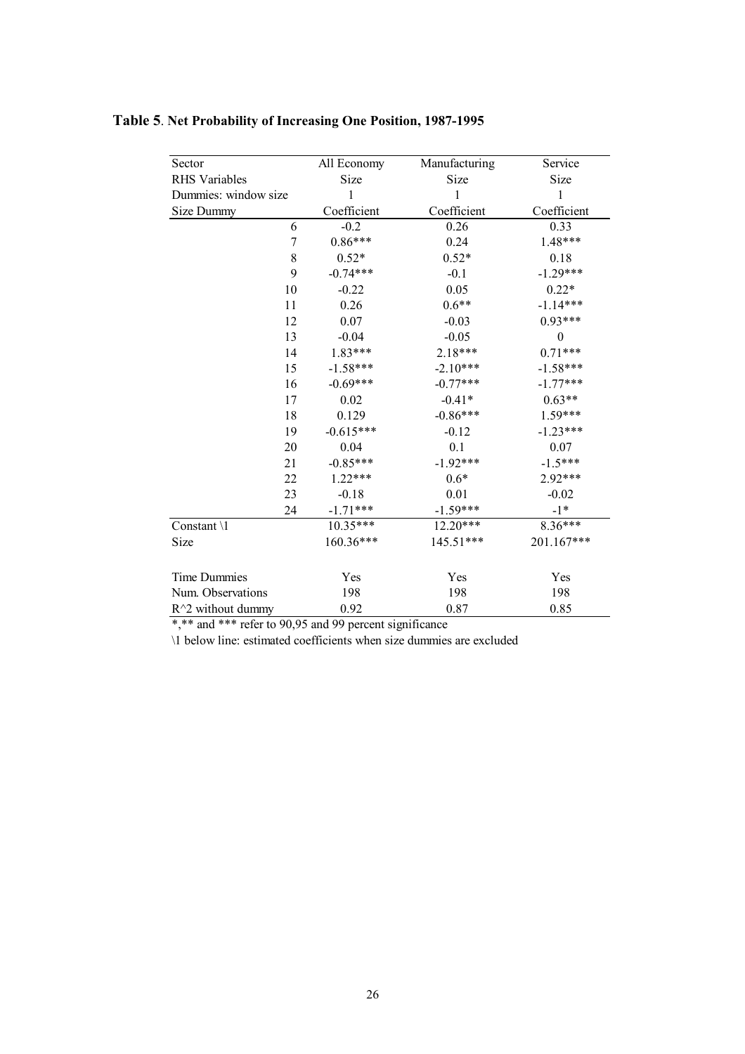**Table 5**. **Net Probability of Increasing One Position, 1987-1995**

| Sector | All Economy | Manufacturing | Service |
|---|---|---|---|
| RHS Variables | Size | Size | Size |
| Dummies: window size | 1 | 1 | 1 |
| Size Dummy | Coefficient | Coefficient | Coefficient |
| 6 | -0.2 | 0.26 | 0.33 |
| 7 | 0.86*** | 0.24 | 1.48*** |
| 8 | 0.52* | 0.52* | 0.18 |
| 9 | -0.74*** | -0.1 | -1.29*** |
| 10 | -0.22 | 0.05 | 0.22* |
| 11 | 0.26 | 0.6** | -1.14*** |
| 12 | 0.07 | -0.03 | 0.93*** |
| 13 | -0.04 | -0.05 | 0 |
| 14 | 1.83*** | 2.18*** | 0.71*** |
| 15 | -1.58*** | -2.10*** | -1.58*** |
| 16 | -0.69*** | -0.77*** | -1.77*** |
| 17 | 0.02 | -0.41* | 0.63** |
| 18 | 0.129 | -0.86*** | 1.59*** |
| 19 | -0.615*** | -0.12 | -1.23*** |
| 20 | 0.04 | 0.1 | 0.07 |
| 21 | -0.85*** | -1.92*** | -1.5*** |
| 22 | 1.22*** | 0.6* | 2.92*** |
| 23 | -0.18 | 0.01 | -0.02 |
| 24 | -1.71*** | -1.59*** | -1* |
| Constant \1 | 10.35*** | 12.20*** | 8.36*** |
| Size | 160.36*** | 145.51*** | 201.167*** |
| | | | |
| Time Dummies | Yes | Yes | Yes |
| Num. Observations | 198 | 198 | 198 |
| R^2 without dummy | 0.92 | 0.87 | 0.85 |

*,** and *** refer to 90,95 and 99 percent significance

\1 below line: estimated coefficients when size dummies are excluded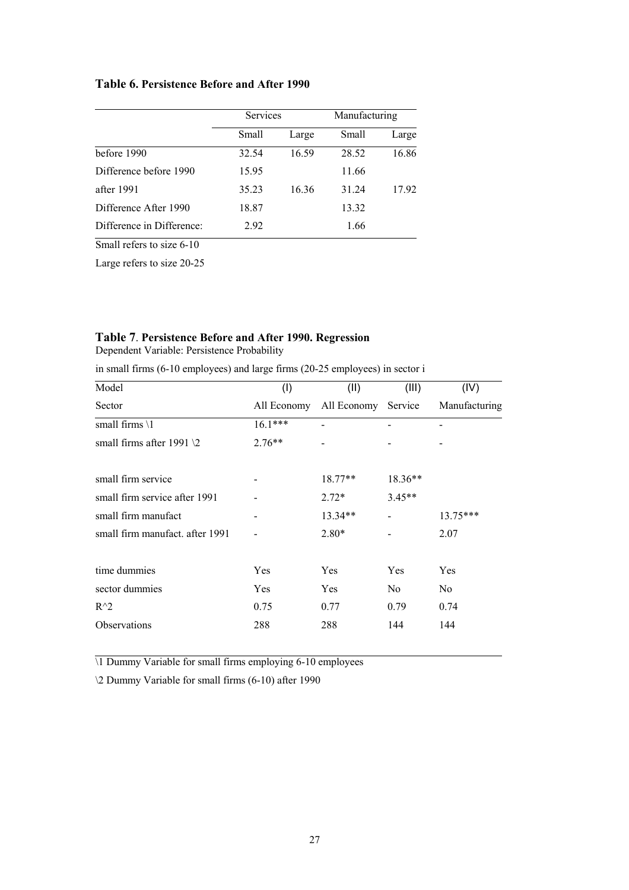**Table 6. Persistence Before and After 1990**

| | Services | | Manufacturing | |
|---|---|---|---|---|
| | Small | Large | Small | Large |
| before 1990 | 32.54 | 16.59 | 28.52 | 16.86 |
| Difference before 1990 | 15.95 | | 11.66 | |
| after 1991 | 35.23 | 16.36 | 31.24 | 17.92 |
| Difference After 1990 | 18.87 | | 13.32 | |
| Difference in Difference: | 2.92 | | 1.66 | |

Small refers to size 6-10

Large refers to size 20-25

**Table 7. Persistence Before and After 1990. Regression**

Dependent Variable: Persistence Probability

in small firms (6-10 employees) and large firms (20-25 employees) in sector i

| Model | (I) | (II) | (III) | (IV) |
|---|---|---|---|---|
| Sector | All Economy | All Economy | Service | Manufacturing |
| small firms \1 | 16.1*** | - | - | - |
| small firms after 1991 \2 | 2.76** | - | - | - |
| small firm service | - | 18.77** | 18.36** | |
| small firm service after 1991 | - | 2.72* | 3.45** | |
| small firm manufact | - | 13.34** | - | 13.75*** |
| small firm manufact. after 1991 | - | 2.80* | - | 2.07 |
| time dummies | Yes | Yes | Yes | Yes |
| sector dummies | Yes | Yes | No | No |
| $R^2$ | 0.75 | 0.77 | 0.79 | 0.74 |
| Observations | 288 | 288 | 144 | 144 |

\1 Dummy Variable for small firms employing 6-10 employees

\2 Dummy Variable for small firms (6-10) after 1990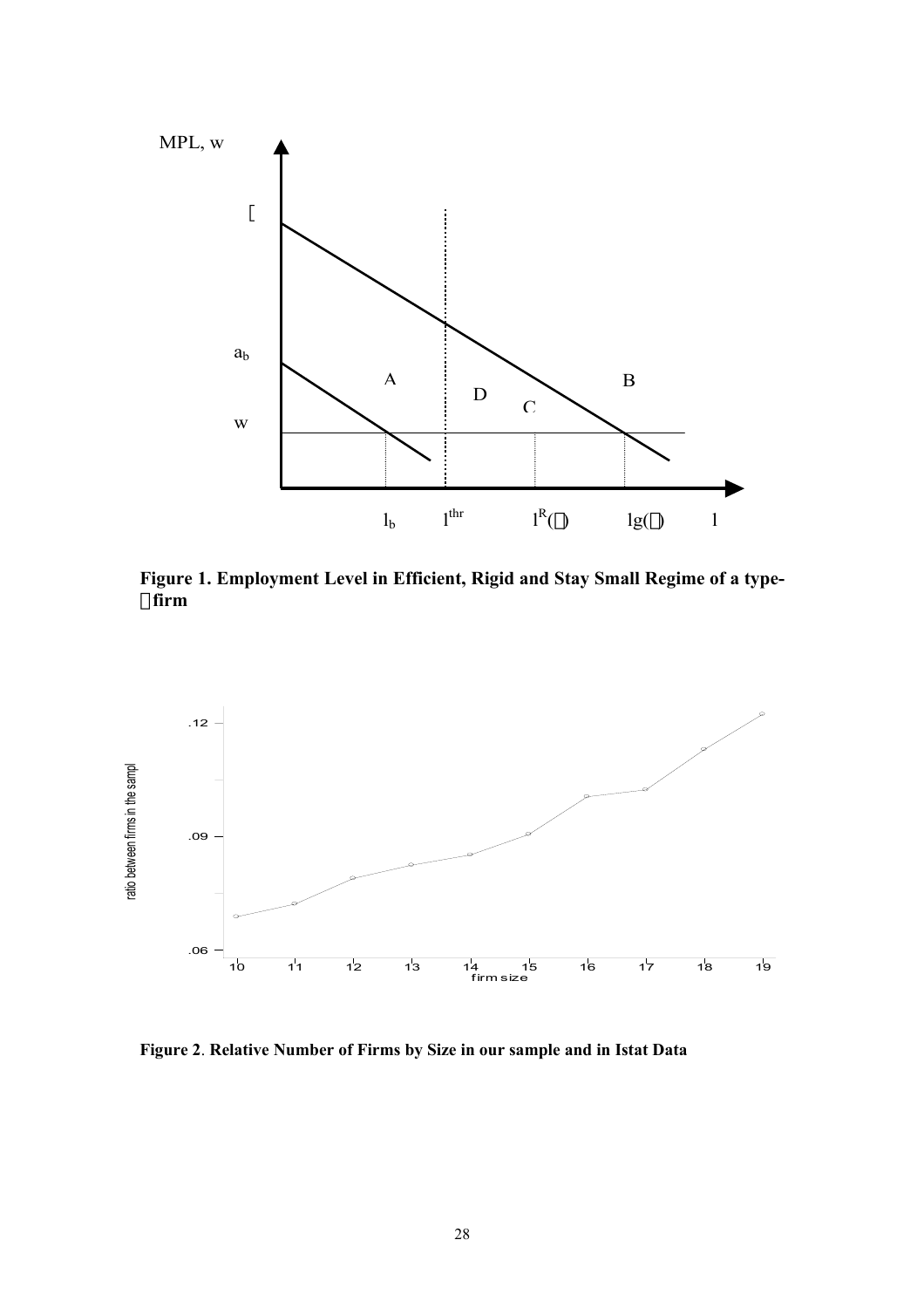**Figure 1. Employment Level in Efficient, Rigid and Stay Small Regime of a type-θ firm**

**Figure 2**. **Relative Number of Firms by Size in our sample and in Istat Data**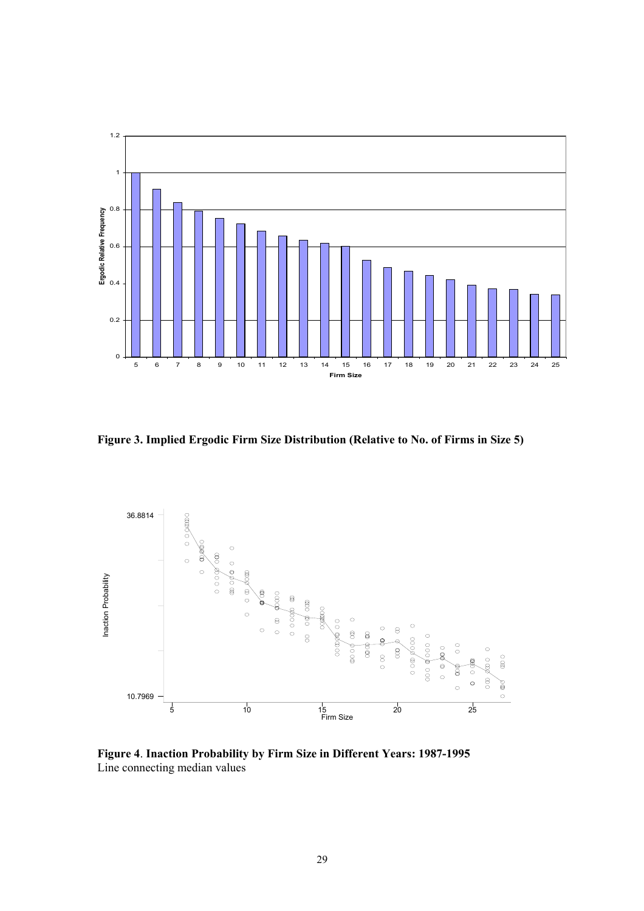**Figure 3. Implied Ergodic Firm Size Distribution (Relative to No. of Firms in Size 5)**

**Figure 4**. **Inaction Probability by Firm Size in Different Years: 1987-1995**
Line connecting median values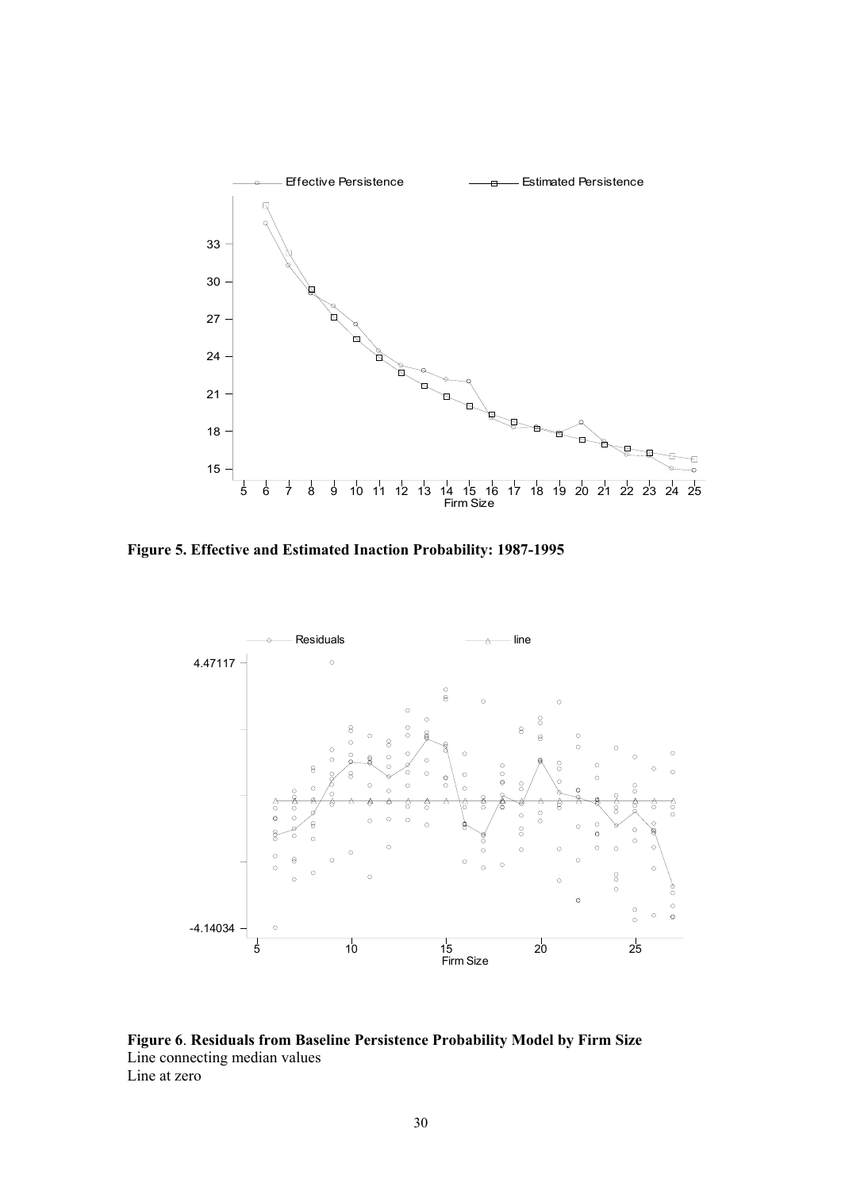**Figure 5. Effective and Estimated Inaction Probability: 1987-1995**

**Figure 6**. **Residuals from Baseline Persistence Probability Model by Firm Size**
Line connecting median values
Line at zero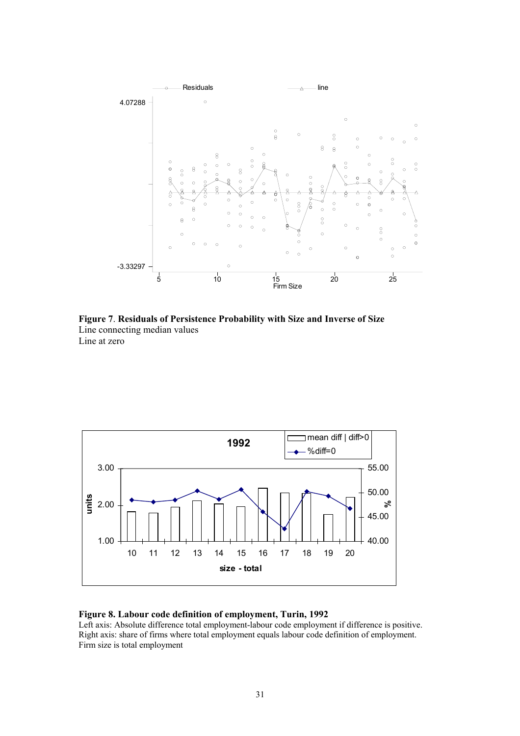**Figure 7**. **Residuals of Persistence Probability with Size and Inverse of Size**
Line connecting median values
Line at zero

**Figure 8. Labour code definition of employment, Turin, 1992**
Left axis: Absolute difference total employment-labour code employment if difference is positive.
Right axis: share of firms where total employment equals labour code definition of employment.
Firm size is total employment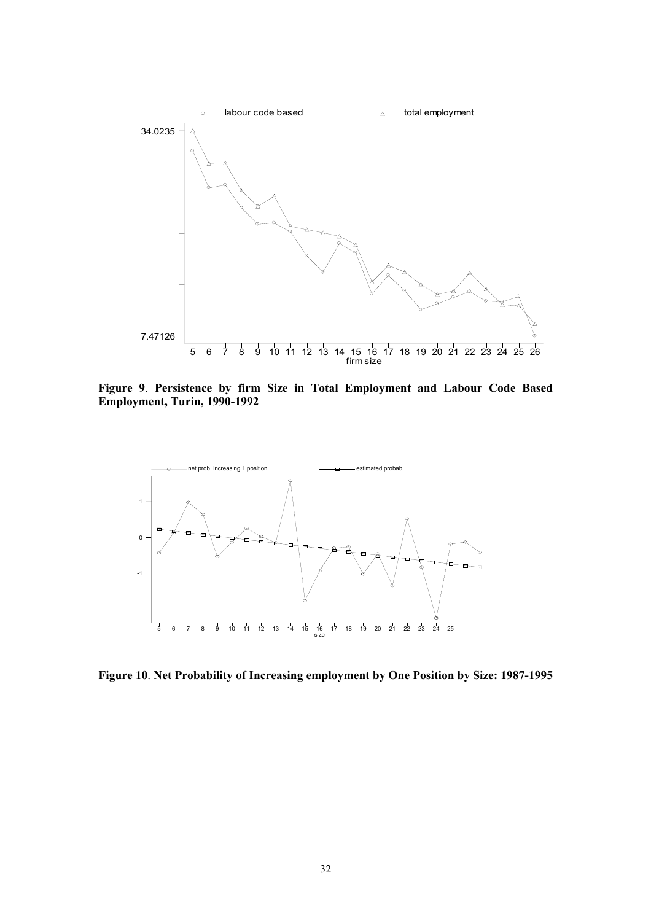**Figure 9**. **Persistence by firm Size in Total Employment and Labour Code Based Employment, Turin, 1990-1992**

**Figure 10**. **Net Probability of Increasing employment by One Position by Size: 1987-1995**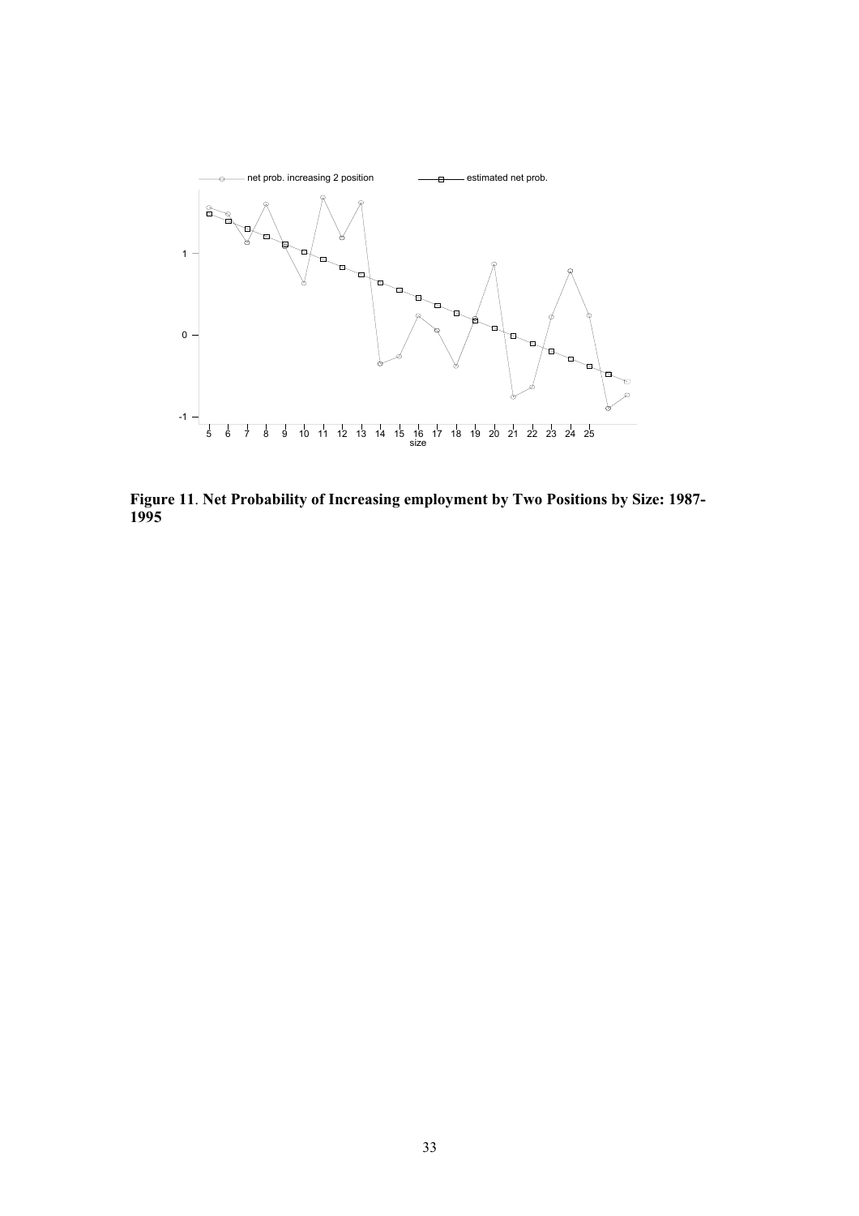**Figure 11**. **Net Probability of Increasing employment by Two Positions by Size: 1987-1995**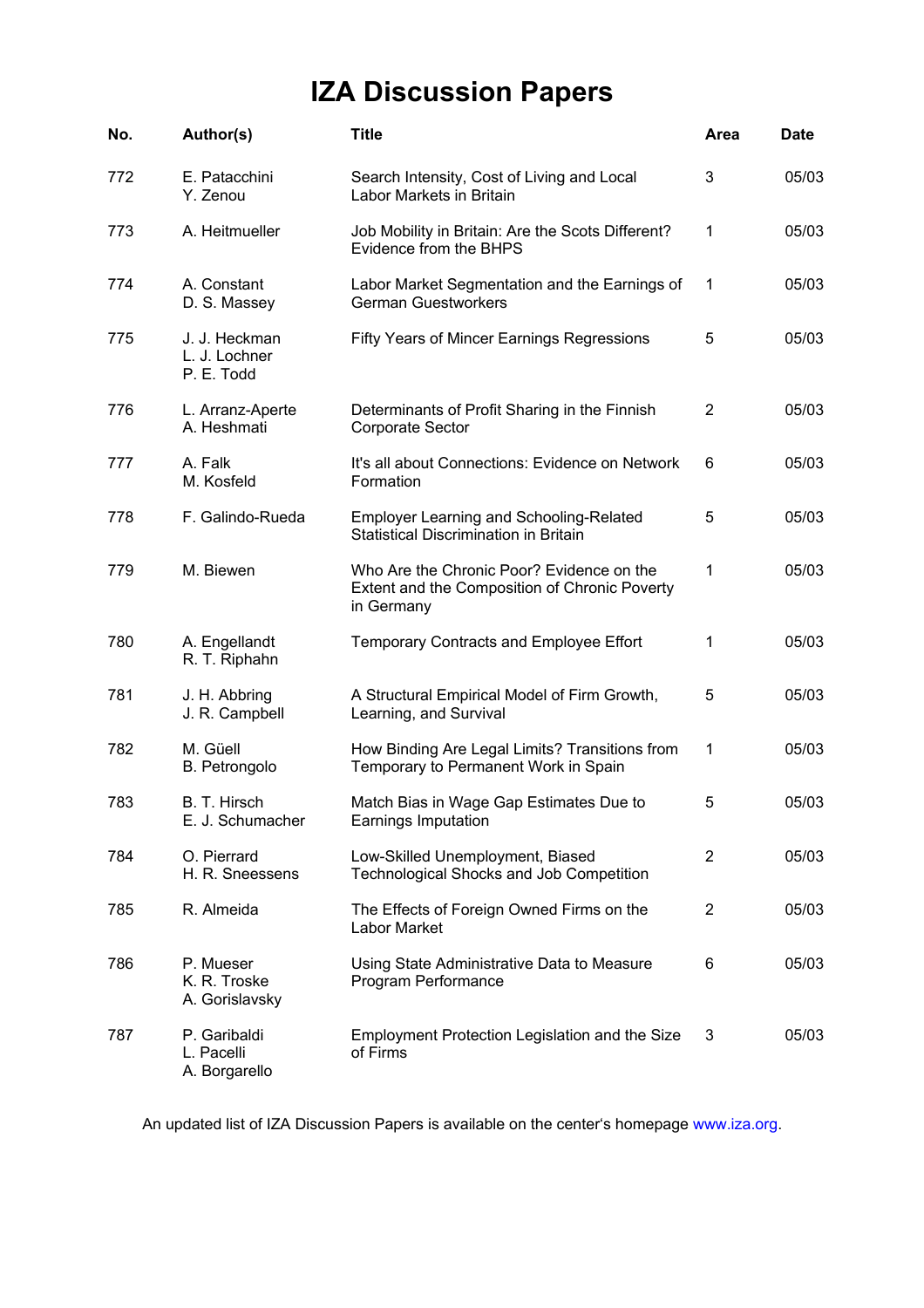# IZA Discussion Papers

| No. | Author(s) | Title | Area | Date |
|---|---|---|---|---|
| 772 | E. Patacchini<br>Y. Zenou | Search Intensity, Cost of Living and Local Labor Markets in Britain | 3 | 05/03 |
| 773 | A. Heitmueller | Job Mobility in Britain: Are the Scots Different? Evidence from the BHPS | 1 | 05/03 |
| 774 | A. Constant<br>D. S. Massey | Labor Market Segmentation and the Earnings of German Guestworkers | 1 | 05/03 |
| 775 | J. J. Heckman<br>L. J. Lochner<br>P. E. Todd | Fifty Years of Mincer Earnings Regressions | 5 | 05/03 |
| 776 | L. Arranz-Aperte<br>A. Heshmati | Determinants of Profit Sharing in the Finnish Corporate Sector | 2 | 05/03 |
| 777 | A. Falk<br>M. Kosfeld | It's all about Connections: Evidence on Network Formation | 6 | 05/03 |
| 778 | F. Galindo-Rueda | Employer Learning and Schooling-Related Statistical Discrimination in Britain | 5 | 05/03 |
| 779 | M. Biewen | Who Are the Chronic Poor? Evidence on the Extent and the Composition of Chronic Poverty in Germany | 1 | 05/03 |
| 780 | A. Engellandt<br>R. T. Riphahn | Temporary Contracts and Employee Effort | 1 | 05/03 |
| 781 | J. H. Abbring<br>J. R. Campbell | A Structural Empirical Model of Firm Growth, Learning, and Survival | 5 | 05/03 |
| 782 | M. Güell<br>B. Petrongolo | How Binding Are Legal Limits? Transitions from Temporary to Permanent Work in Spain | 1 | 05/03 |
| 783 | B. T. Hirsch<br>E. J. Schumacher | Match Bias in Wage Gap Estimates Due to Earnings Imputation | 5 | 05/03 |
| 784 | O. Pierrard<br>H. R. Sneessens | Low-Skilled Unemployment, Biased Technological Shocks and Job Competition | 2 | 05/03 |
| 785 | R. Almeida | The Effects of Foreign Owned Firms on the Labor Market | 2 | 05/03 |
| 786 | P. Mueser<br>K. R. Troske<br>A. Gorislavsky | Using State Administrative Data to Measure Program Performance | 6 | 05/03 |
| 787 | P. Garibaldi<br>L. Pacelli<br>A. Borgarello | Employment Protection Legislation and the Size of Firms | 3 | 05/03 |

An updated list of IZA Discussion Papers is available on the center's homepage www.iza.org.